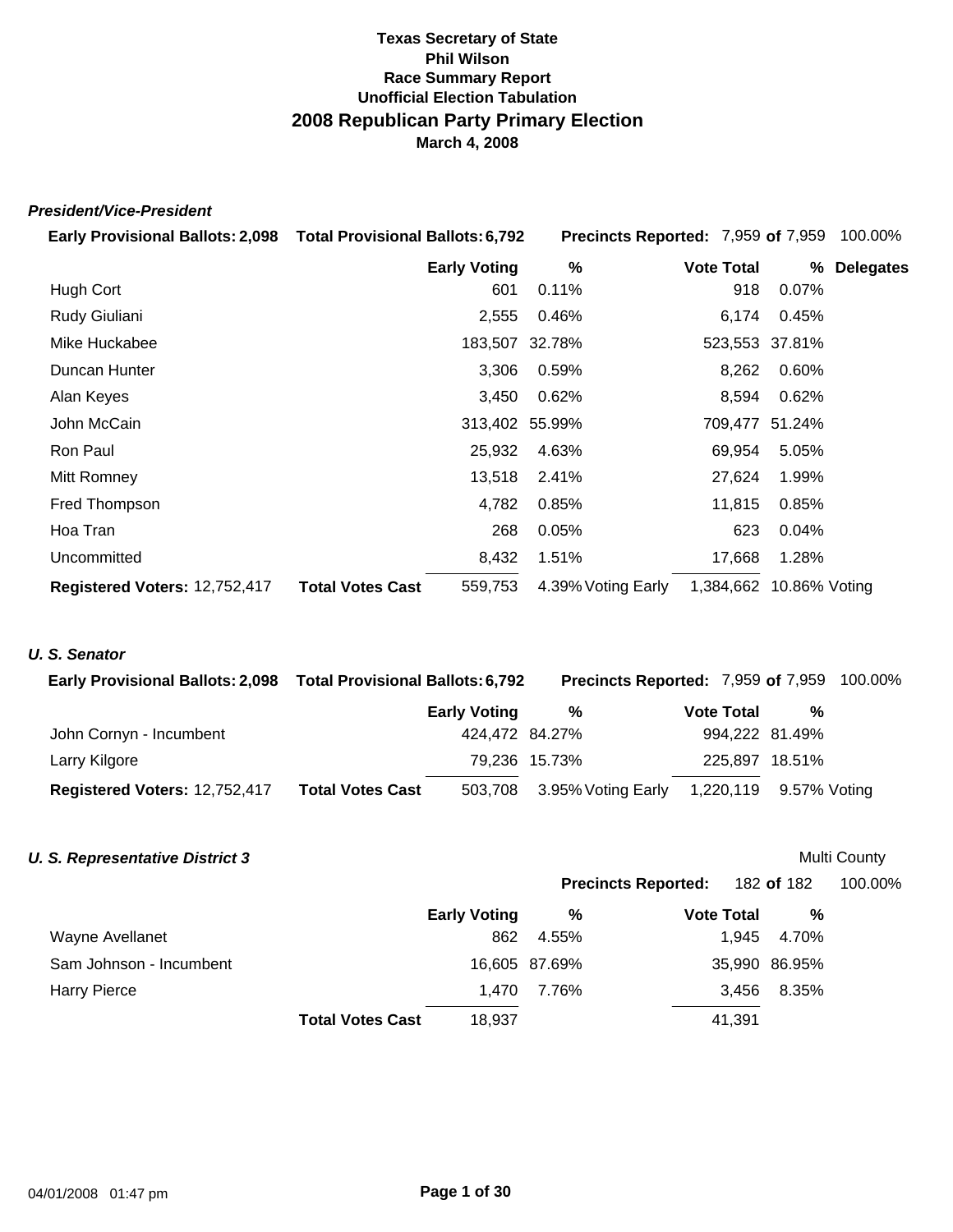**Texas Secretary of State**
**Phil Wilson**
**Race Summary Report**
**Unofficial Election Tabulation**

# 2008 Republican Party Primary Election

**March 4, 2008**

### *President/Vice-President*

**Early Provisional Ballots:** 2,098 **Total Provisional Ballots:** 6,792 **Precincts Reported:** 7,959 **of** 7,959 100.00%

| | | Early Voting | % | | Vote Total | % | Delegates |
|---|---|---|---|---|---|---|---|
| Hugh Cort | | 601 | 0.11% | | 918 | 0.07% | |
| Rudy Giuliani | | 2,555 | 0.46% | | 6,174 | 0.45% | |
| Mike Huckabee | | 183,507 | 32.78% | | 523,553 | 37.81% | |
| Duncan Hunter | | 3,306 | 0.59% | | 8,262 | 0.60% | |
| Alan Keyes | | 3,450 | 0.62% | | 8,594 | 0.62% | |
| John McCain | | 313,402 | 55.99% | | 709,477 | 51.24% | |
| Ron Paul | | 25,932 | 4.63% | | 69,954 | 5.05% | |
| Mitt Romney | | 13,518 | 2.41% | | 27,624 | 1.99% | |
| Fred Thompson | | 4,782 | 0.85% | | 11,815 | 0.85% | |
| Hoa Tran | | 268 | 0.05% | | 623 | 0.04% | |
| Uncommitted | | 8,432 | 1.51% | | 17,668 | 1.28% | |
| **Registered Voters:** 12,752,417 | **Total Votes Cast** | 559,753 | 4.39% | Voting Early | 1,384,662 | 10.86% | Voting |

### *U. S. Senator*

**Early Provisional Ballots:** 2,098 **Total Provisional Ballots:** 6,792 **Precincts Reported:** 7,959 **of** 7,959 100.00%

| | | Early Voting | % | | Vote Total | % |
|---|---|---|---|---|---|---|
| John Cornyn - Incumbent | | 424,472 | 84.27% | | 994,222 | 81.49% |
| Larry Kilgore | | 79,236 | 15.73% | | 225,897 | 18.51% |
| **Registered Voters:** 12,752,417 | **Total Votes Cast** | 503,708 | 3.95% | Voting Early | 1,220,119 | 9.57% Voting |

### *U. S. Representative District 3*

Multi County

**Precincts Reported:** 182 **of** 182 100.00%

| | | Early Voting | % | Vote Total | % |
|---|---|---|---|---|---|
| Wayne Avellanet | | 862 | 4.55% | 1,945 | 4.70% |
| Sam Johnson - Incumbent | | 16,605 | 87.69% | 35,990 | 86.95% |
| Harry Pierce | | 1,470 | 7.76% | 3,456 | 8.35% |
| | **Total Votes Cast** | 18,937 | | 41,391 | |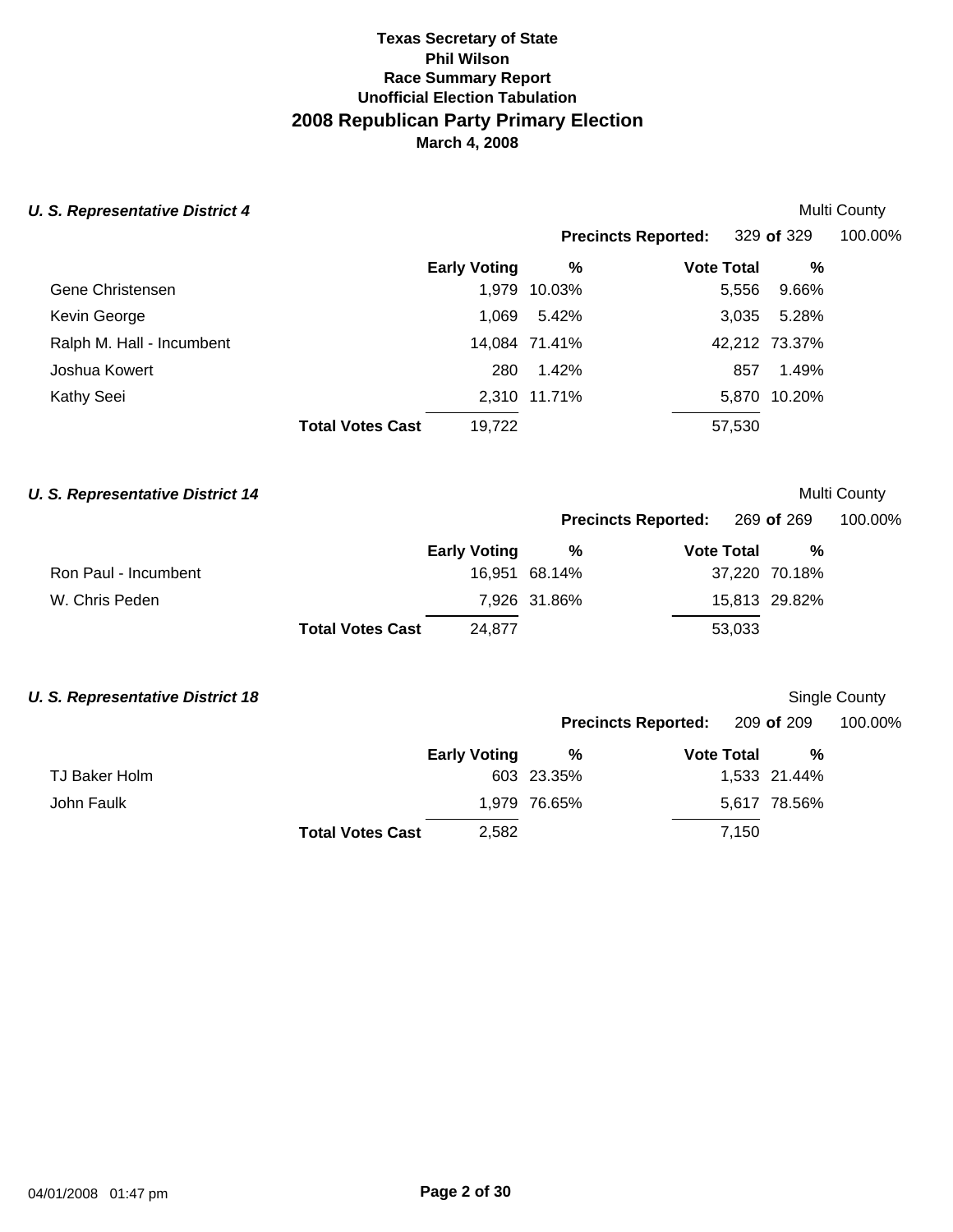**Texas Secretary of State**
**Phil Wilson**
**Race Summary Report**
**Unofficial Election Tabulation**

# 2008 Republican Party Primary Election

**March 4, 2008**

### *U. S. Representative District 4*

Multi County

**Precincts Reported:** 329 **of** 329 100.00%

| | Early Voting | % | Vote Total | % |
|---|---|---|---|---|
| Gene Christensen | 1,979 | 10.03% | 5,556 | 9.66% |
| Kevin George | 1,069 | 5.42% | 3,035 | 5.28% |
| Ralph M. Hall - Incumbent | 14,084 | 71.41% | 42,212 | 73.37% |
| Joshua Kowert | 280 | 1.42% | 857 | 1.49% |
| Kathy Seei | 2,310 | 11.71% | 5,870 | 10.20% |
| **Total Votes Cast** | 19,722 | | 57,530 | |

### *U. S. Representative District 14*

Multi County

**Precincts Reported:** 269 **of** 269 100.00%

| | Early Voting | % | Vote Total | % |
|---|---|---|---|---|
| Ron Paul - Incumbent | 16,951 | 68.14% | 37,220 | 70.18% |
| W. Chris Peden | 7,926 | 31.86% | 15,813 | 29.82% |
| **Total Votes Cast** | 24,877 | | 53,033 | |

### *U. S. Representative District 18*

Single County

**Precincts Reported:** 209 **of** 209 100.00%

| | Early Voting | % | Vote Total | % |
|---|---|---|---|---|
| TJ Baker Holm | 603 | 23.35% | 1,533 | 21.44% |
| John Faulk | 1,979 | 76.65% | 5,617 | 78.56% |
| **Total Votes Cast** | 2,582 | | 7,150 | |

04/01/2008 01:47 pm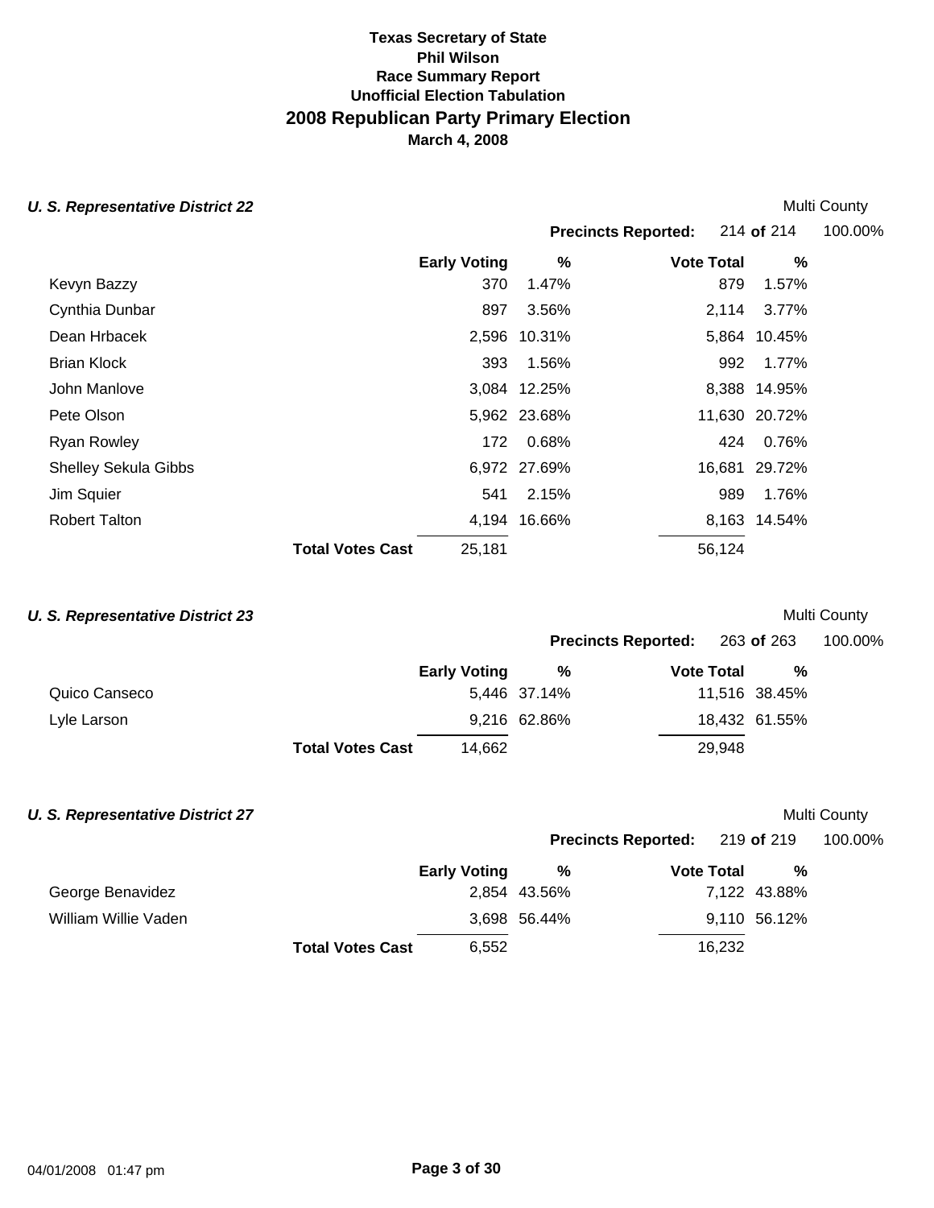# Texas Secretary of State
## Phil Wilson
### Race Summary Report
### Unofficial Election Tabulation
## 2008 Republican Party Primary Election
### March 4, 2008

### *U. S. Representative District 22*

Multi County

**Precincts Reported:** 214 **of** 214 100.00%

| | Early Voting | % | Vote Total | % |
|---|---|---|---|---|
| Kevyn Bazzy | 370 | 1.47% | 879 | 1.57% |
| Cynthia Dunbar | 897 | 3.56% | 2,114 | 3.77% |
| Dean Hrbacek | 2,596 | 10.31% | 5,864 | 10.45% |
| Brian Klock | 393 | 1.56% | 992 | 1.77% |
| John Manlove | 3,084 | 12.25% | 8,388 | 14.95% |
| Pete Olson | 5,962 | 23.68% | 11,630 | 20.72% |
| Ryan Rowley | 172 | 0.68% | 424 | 0.76% |
| Shelley Sekula Gibbs | 6,972 | 27.69% | 16,681 | 29.72% |
| Jim Squier | 541 | 2.15% | 989 | 1.76% |
| Robert Talton | 4,194 | 16.66% | 8,163 | 14.54% |
| **Total Votes Cast** | 25,181 | | 56,124 | |

### *U. S. Representative District 23*

Multi County

**Precincts Reported:** 263 **of** 263 100.00%

| | Early Voting | % | Vote Total | % |
|---|---|---|---|---|
| Quico Canseco | 5,446 | 37.14% | 11,516 | 38.45% |
| Lyle Larson | 9,216 | 62.86% | 18,432 | 61.55% |
| **Total Votes Cast** | 14,662 | | 29,948 | |

### *U. S. Representative District 27*

Multi County

**Precincts Reported:** 219 **of** 219 100.00%

| | Early Voting | % | Vote Total | % |
|---|---|---|---|---|
| George Benavidez | 2,854 | 43.56% | 7,122 | 43.88% |
| William Willie Vaden | 3,698 | 56.44% | 9,110 | 56.12% |
| **Total Votes Cast** | 6,552 | | 16,232 | |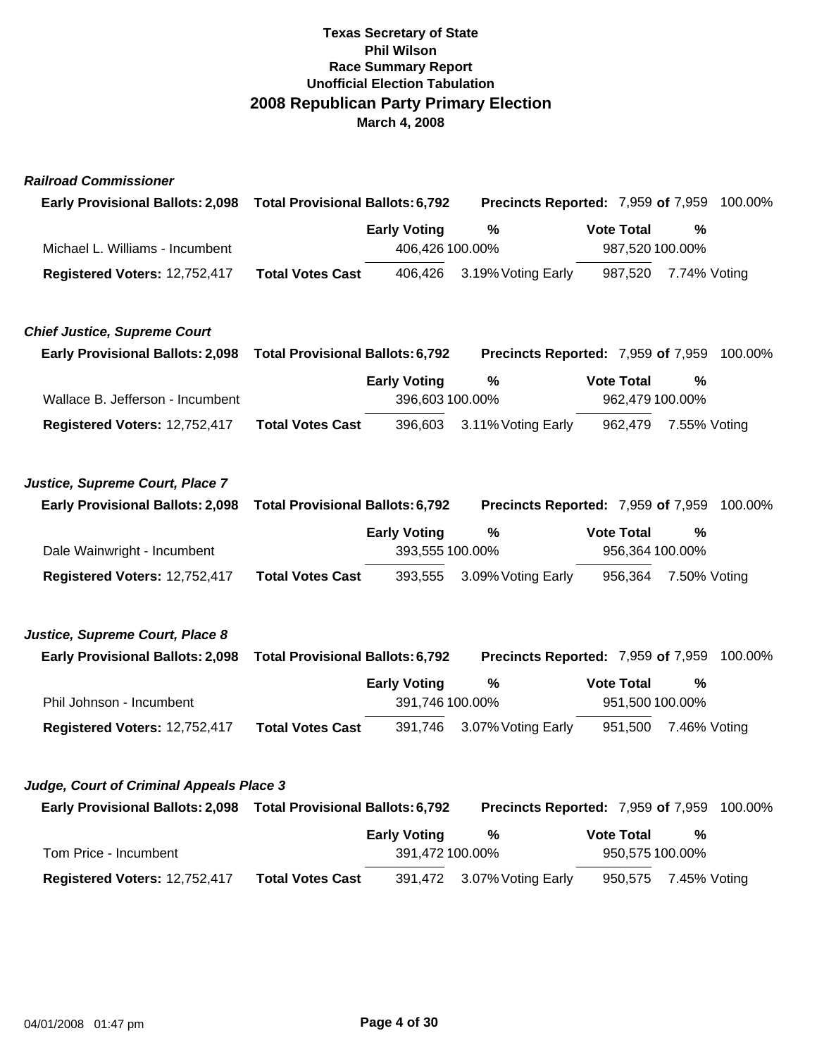**Texas Secretary of State**
**Phil Wilson**
**Race Summary Report**
**Unofficial Election Tabulation**
## 2008 Republican Party Primary Election
**March 4, 2008**

### *Railroad Commissioner*

**Early Provisional Ballots:** 2,098 **Total Provisional Ballots:** 6,792 **Precincts Reported:** 7,959 **of** 7,959 100.00%

| | | Early Voting | % | Vote Total | % |
|---|---|---|---|---|---|
| Michael L. Williams - Incumbent | | 406,426 | 100.00% | 987,520 | 100.00% |
| **Registered Voters:** 12,752,417 | **Total Votes Cast** | 406,426 | 3.19% Voting Early | 987,520 | 7.74% Voting |

### *Chief Justice, Supreme Court*

**Early Provisional Ballots:** 2,098 **Total Provisional Ballots:** 6,792 **Precincts Reported:** 7,959 **of** 7,959 100.00%

| | | Early Voting | % | Vote Total | % |
|---|---|---|---|---|---|
| Wallace B. Jefferson - Incumbent | | 396,603 | 100.00% | 962,479 | 100.00% |
| **Registered Voters:** 12,752,417 | **Total Votes Cast** | 396,603 | 3.11% Voting Early | 962,479 | 7.55% Voting |

### *Justice, Supreme Court, Place 7*

**Early Provisional Ballots:** 2,098 **Total Provisional Ballots:** 6,792 **Precincts Reported:** 7,959 **of** 7,959 100.00%

| | | Early Voting | % | Vote Total | % |
|---|---|---|---|---|---|
| Dale Wainwright - Incumbent | | 393,555 | 100.00% | 956,364 | 100.00% |
| **Registered Voters:** 12,752,417 | **Total Votes Cast** | 393,555 | 3.09% Voting Early | 956,364 | 7.50% Voting |

### *Justice, Supreme Court, Place 8*

**Early Provisional Ballots:** 2,098 **Total Provisional Ballots:** 6,792 **Precincts Reported:** 7,959 **of** 7,959 100.00%

| | | Early Voting | % | Vote Total | % |
|---|---|---|---|---|---|
| Phil Johnson - Incumbent | | 391,746 | 100.00% | 951,500 | 100.00% |
| **Registered Voters:** 12,752,417 | **Total Votes Cast** | 391,746 | 3.07% Voting Early | 951,500 | 7.46% Voting |

### *Judge, Court of Criminal Appeals Place 3*

**Early Provisional Ballots:** 2,098 **Total Provisional Ballots:** 6,792 **Precincts Reported:** 7,959 **of** 7,959 100.00%

| | | Early Voting | % | Vote Total | % |
|---|---|---|---|---|---|
| Tom Price - Incumbent | | 391,472 | 100.00% | 950,575 | 100.00% |
| **Registered Voters:** 12,752,417 | **Total Votes Cast** | 391,472 | 3.07% Voting Early | 950,575 | 7.45% Voting |

04/01/2008 01:47 pm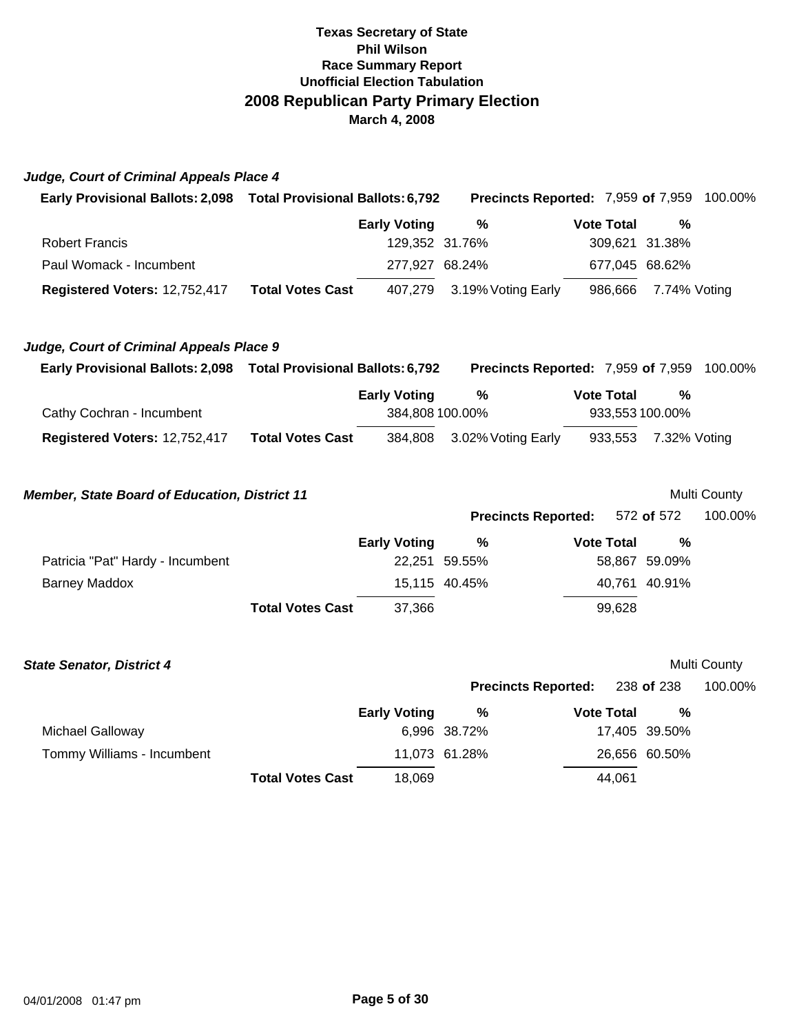**Texas Secretary of State**
**Phil Wilson**
**Race Summary Report**
**Unofficial Election Tabulation**

## 2008 Republican Party Primary Election

**March 4, 2008**

### *Judge, Court of Criminal Appeals Place 4*

**Early Provisional Ballots:** 2,098 **Total Provisional Ballots:** 6,792 **Precincts Reported:** 7,959 **of** 7,959 100.00%

| | | Early Voting | % | Vote Total | % |
|---|---|---|---|---|---|
| Robert Francis | | 129,352 | 31.76% | 309,621 | 31.38% |
| Paul Womack - Incumbent | | 277,927 | 68.24% | 677,045 | 68.62% |
| **Registered Voters:** 12,752,417 | **Total Votes Cast** | 407,279 | 3.19% Voting Early | 986,666 | 7.74% Voting |

### *Judge, Court of Criminal Appeals Place 9*

**Early Provisional Ballots:** 2,098 **Total Provisional Ballots:** 6,792 **Precincts Reported:** 7,959 **of** 7,959 100.00%

| | | Early Voting | % | Vote Total | % |
|---|---|---|---|---|---|
| Cathy Cochran - Incumbent | | 384,808 | 100.00% | 933,553 | 100.00% |
| **Registered Voters:** 12,752,417 | **Total Votes Cast** | 384,808 | 3.02% Voting Early | 933,553 | 7.32% Voting |

### *Member, State Board of Education, District 11*

Multi County

**Precincts Reported:** 572 **of** 572 100.00%

| | | Early Voting | % | Vote Total | % |
|---|---|---|---|---|---|
| Patricia "Pat" Hardy - Incumbent | | 22,251 | 59.55% | 58,867 | 59.09% |
| Barney Maddox | | 15,115 | 40.45% | 40,761 | 40.91% |
| | **Total Votes Cast** | 37,366 | | 99,628 | |

### *State Senator, District 4*

Multi County

**Precincts Reported:** 238 **of** 238 100.00%

| | | Early Voting | % | Vote Total | % |
|---|---|---|---|---|---|
| Michael Galloway | | 6,996 | 38.72% | 17,405 | 39.50% |
| Tommy Williams - Incumbent | | 11,073 | 61.28% | 26,656 | 60.50% |
| | **Total Votes Cast** | 18,069 | | 44,061 | |

04/01/2008 01:47 pm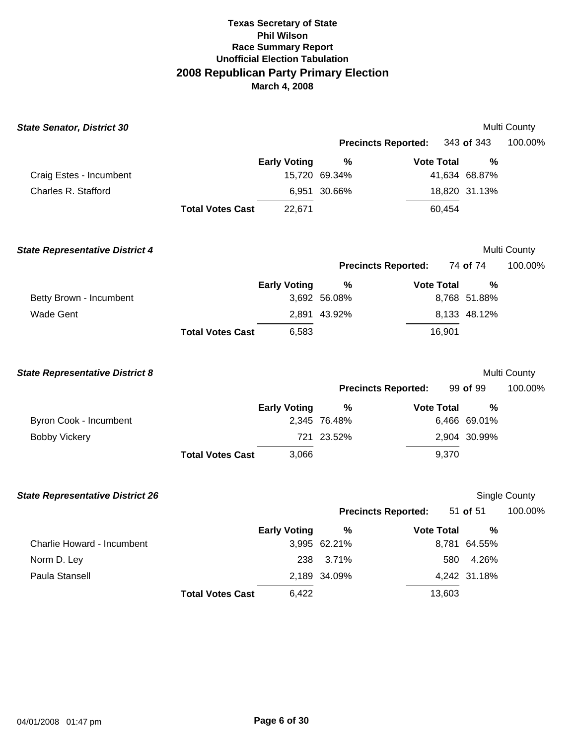**Texas Secretary of State**
**Phil Wilson**
**Race Summary Report**
**Unofficial Election Tabulation**

# 2008 Republican Party Primary Election

**March 4, 2008**

### *State Senator, District 30*

Multi County

**Precincts Reported:** 343 **of** 343 100.00%

| | | Early Voting | % | Vote Total | % |
|---|---|---|---|---|---|
| Craig Estes - Incumbent | | 15,720 | 69.34% | 41,634 | 68.87% |
| Charles R. Stafford | | 6,951 | 30.66% | 18,820 | 31.13% |
| | **Total Votes Cast** | 22,671 | | 60,454 | |

### *State Representative District 4*

Multi County

**Precincts Reported:** 74 **of** 74 100.00%

| | | Early Voting | % | Vote Total | % |
|---|---|---|---|---|---|
| Betty Brown - Incumbent | | 3,692 | 56.08% | 8,768 | 51.88% |
| Wade Gent | | 2,891 | 43.92% | 8,133 | 48.12% |
| | **Total Votes Cast** | 6,583 | | 16,901 | |

### *State Representative District 8*

Multi County

**Precincts Reported:** 99 **of** 99 100.00%

| | | Early Voting | % | Vote Total | % |
|---|---|---|---|---|---|
| Byron Cook - Incumbent | | 2,345 | 76.48% | 6,466 | 69.01% |
| Bobby Vickery | | 721 | 23.52% | 2,904 | 30.99% |
| | **Total Votes Cast** | 3,066 | | 9,370 | |

### *State Representative District 26*

Single County

**Precincts Reported:** 51 **of** 51 100.00%

| | | Early Voting | % | Vote Total | % |
|---|---|---|---|---|---|
| Charlie Howard - Incumbent | | 3,995 | 62.21% | 8,781 | 64.55% |
| Norm D. Ley | | 238 | 3.71% | 580 | 4.26% |
| Paula Stansell | | 2,189 | 34.09% | 4,242 | 31.18% |
| | **Total Votes Cast** | 6,422 | | 13,603 | |

04/01/2008 01:47 pm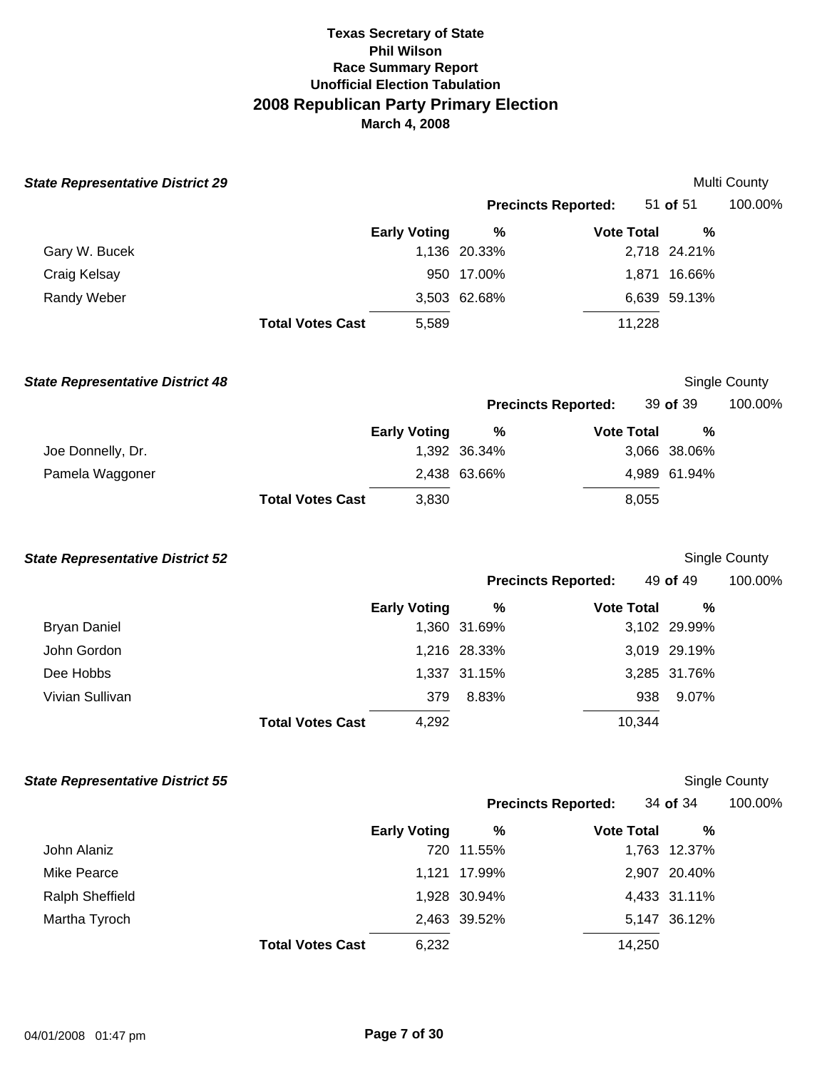**Texas Secretary of State**
**Phil Wilson**
**Race Summary Report**
**Unofficial Election Tabulation**

## 2008 Republican Party Primary Election

**March 4, 2008**

### *State Representative District 29*

Multi County

**Precincts Reported:** 51 **of** 51 100.00%

| | Early Voting | % | Vote Total | % |
|---|---|---|---|---|
| Gary W. Bucek | 1,136 | 20.33% | 2,718 | 24.21% |
| Craig Kelsay | 950 | 17.00% | 1,871 | 16.66% |
| Randy Weber | 3,503 | 62.68% | 6,639 | 59.13% |
| **Total Votes Cast** | 5,589 | | 11,228 | |

### *State Representative District 48*

Single County

**Precincts Reported:** 39 **of** 39 100.00%

| | Early Voting | % | Vote Total | % |
|---|---|---|---|---|
| Joe Donnelly, Dr. | 1,392 | 36.34% | 3,066 | 38.06% |
| Pamela Waggoner | 2,438 | 63.66% | 4,989 | 61.94% |
| **Total Votes Cast** | 3,830 | | 8,055 | |

### *State Representative District 52*

Single County

**Precincts Reported:** 49 **of** 49 100.00%

| | Early Voting | % | Vote Total | % |
|---|---|---|---|---|
| Bryan Daniel | 1,360 | 31.69% | 3,102 | 29.99% |
| John Gordon | 1,216 | 28.33% | 3,019 | 29.19% |
| Dee Hobbs | 1,337 | 31.15% | 3,285 | 31.76% |
| Vivian Sullivan | 379 | 8.83% | 938 | 9.07% |
| **Total Votes Cast** | 4,292 | | 10,344 | |

### *State Representative District 55*

Single County

**Precincts Reported:** 34 **of** 34 100.00%

| | Early Voting | % | Vote Total | % |
|---|---|---|---|---|
| John Alaniz | 720 | 11.55% | 1,763 | 12.37% |
| Mike Pearce | 1,121 | 17.99% | 2,907 | 20.40% |
| Ralph Sheffield | 1,928 | 30.94% | 4,433 | 31.11% |
| Martha Tyroch | 2,463 | 39.52% | 5,147 | 36.12% |
| **Total Votes Cast** | 6,232 | | 14,250 | |

04/01/2008 01:47 pm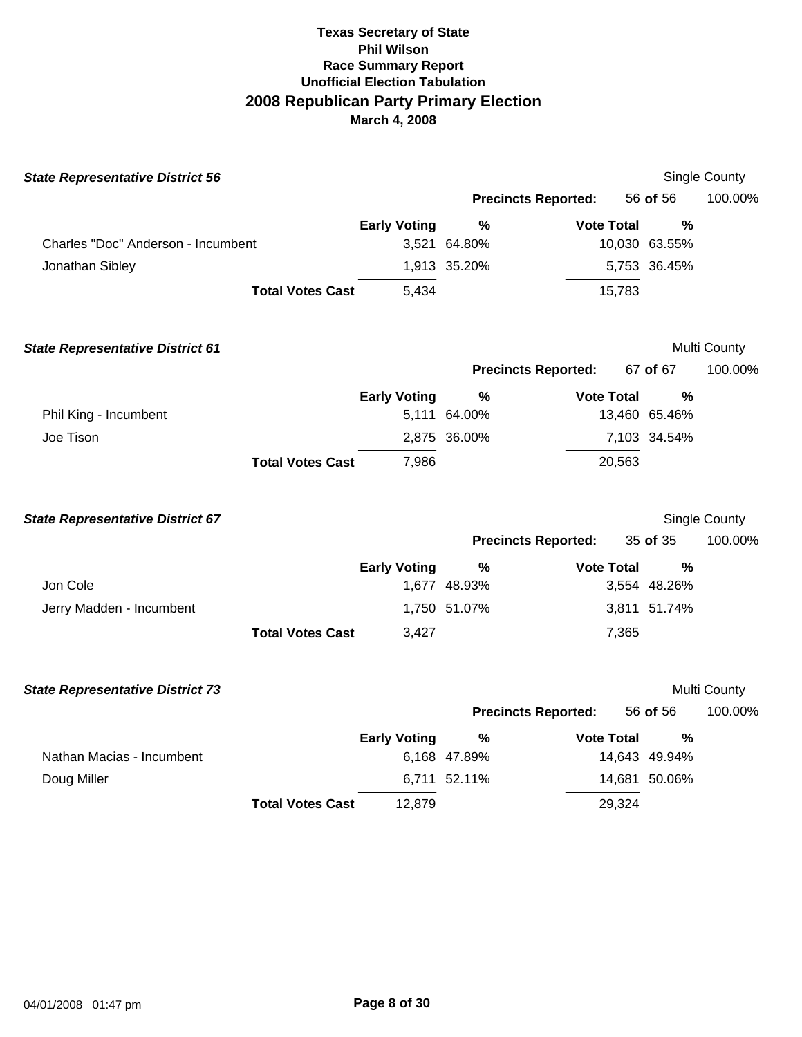# Texas Secretary of State
## Phil Wilson
### Race Summary Report
### Unofficial Election Tabulation
## 2008 Republican Party Primary Election
**March 4, 2008**

***State Representative District 56*** — Single County

**Precincts Reported:** 56 **of** 56 — 100.00%

| | Early Voting | % | Vote Total | % |
|---|---|---|---|---|
| Charles "Doc" Anderson - Incumbent | 3,521 | 64.80% | 10,030 | 63.55% |
| Jonathan Sibley | 1,913 | 35.20% | 5,753 | 36.45% |
| **Total Votes Cast** | 5,434 | | 15,783 | |

***State Representative District 61*** — Multi County

**Precincts Reported:** 67 **of** 67 — 100.00%

| | Early Voting | % | Vote Total | % |
|---|---|---|---|---|
| Phil King - Incumbent | 5,111 | 64.00% | 13,460 | 65.46% |
| Joe Tison | 2,875 | 36.00% | 7,103 | 34.54% |
| **Total Votes Cast** | 7,986 | | 20,563 | |

***State Representative District 67*** — Single County

**Precincts Reported:** 35 **of** 35 — 100.00%

| | Early Voting | % | Vote Total | % |
|---|---|---|---|---|
| Jon Cole | 1,677 | 48.93% | 3,554 | 48.26% |
| Jerry Madden - Incumbent | 1,750 | 51.07% | 3,811 | 51.74% |
| **Total Votes Cast** | 3,427 | | 7,365 | |

***State Representative District 73*** — Multi County

**Precincts Reported:** 56 **of** 56 — 100.00%

| | Early Voting | % | Vote Total | % |
|---|---|---|---|---|
| Nathan Macias - Incumbent | 6,168 | 47.89% | 14,643 | 49.94% |
| Doug Miller | 6,711 | 52.11% | 14,681 | 50.06% |
| **Total Votes Cast** | 12,879 | | 29,324 | |

04/01/2008 01:47 pm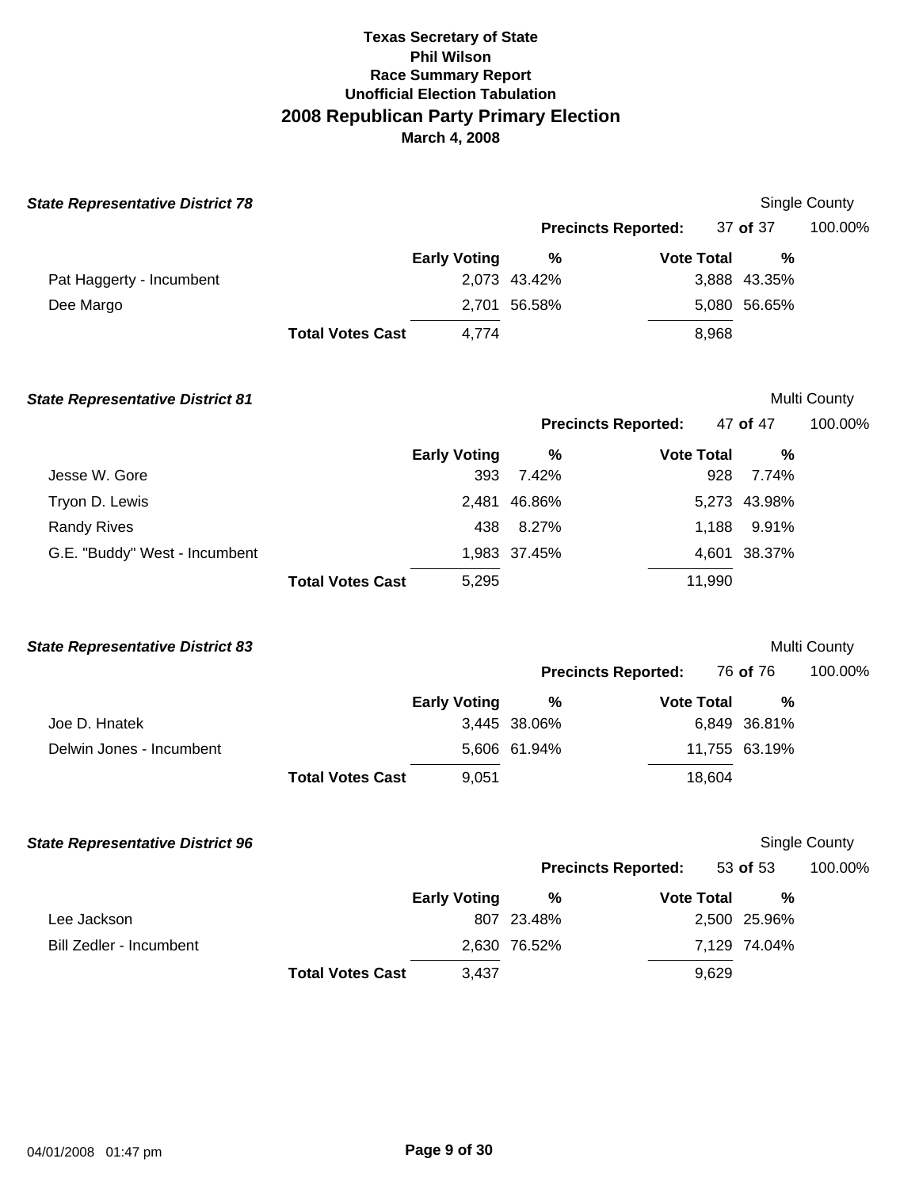**Texas Secretary of State**
**Phil Wilson**
**Race Summary Report**
**Unofficial Election Tabulation**

## 2008 Republican Party Primary Election

**March 4, 2008**

### *State Representative District 78*

Single County

**Precincts Reported:** 37 **of** 37 100.00%

| | Early Voting | % | Vote Total | % |
|---|---|---|---|---|
| Pat Haggerty - Incumbent | 2,073 | 43.42% | 3,888 | 43.35% |
| Dee Margo | 2,701 | 56.58% | 5,080 | 56.65% |
| **Total Votes Cast** | 4,774 | | 8,968 | |

### *State Representative District 81*

Multi County

**Precincts Reported:** 47 **of** 47 100.00%

| | Early Voting | % | Vote Total | % |
|---|---|---|---|---|
| Jesse W. Gore | 393 | 7.42% | 928 | 7.74% |
| Tryon D. Lewis | 2,481 | 46.86% | 5,273 | 43.98% |
| Randy Rives | 438 | 8.27% | 1,188 | 9.91% |
| G.E. "Buddy" West - Incumbent | 1,983 | 37.45% | 4,601 | 38.37% |
| **Total Votes Cast** | 5,295 | | 11,990 | |

### *State Representative District 83*

Multi County

**Precincts Reported:** 76 **of** 76 100.00%

| | Early Voting | % | Vote Total | % |
|---|---|---|---|---|
| Joe D. Hnatek | 3,445 | 38.06% | 6,849 | 36.81% |
| Delwin Jones - Incumbent | 5,606 | 61.94% | 11,755 | 63.19% |
| **Total Votes Cast** | 9,051 | | 18,604 | |

### *State Representative District 96*

Single County

**Precincts Reported:** 53 **of** 53 100.00%

| | Early Voting | % | Vote Total | % |
|---|---|---|---|---|
| Lee Jackson | 807 | 23.48% | 2,500 | 25.96% |
| Bill Zedler - Incumbent | 2,630 | 76.52% | 7,129 | 74.04% |
| **Total Votes Cast** | 3,437 | | 9,629 | |

04/01/2008 01:47 pm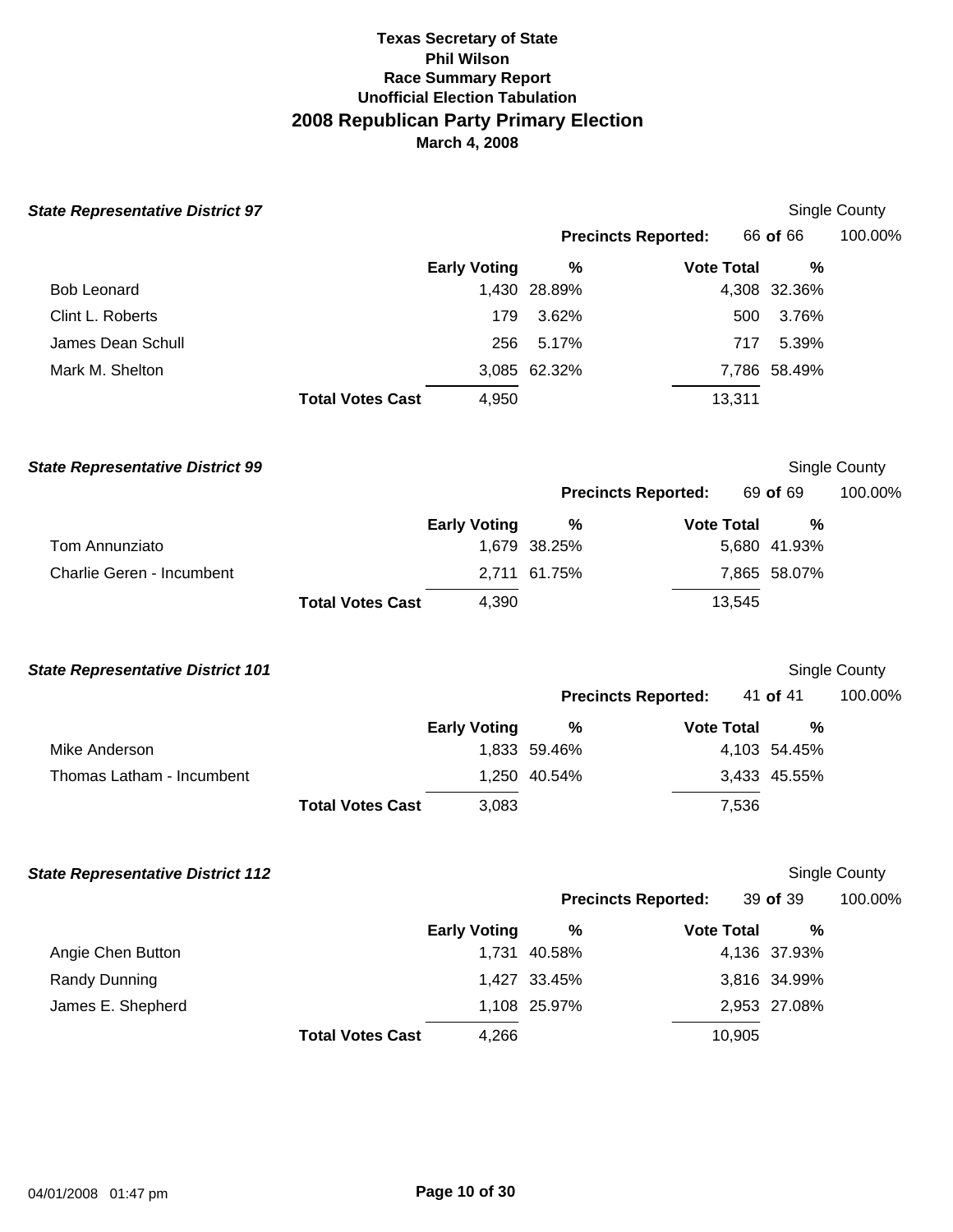**Texas Secretary of State**
**Phil Wilson**
**Race Summary Report**
**Unofficial Election Tabulation**
## 2008 Republican Party Primary Election
**March 4, 2008**

### *State Representative District 97*

Single County

**Precincts Reported:** 66 **of** 66 100.00%

| | Early Voting | % | Vote Total | % |
|---|---|---|---|---|
| Bob Leonard | 1,430 | 28.89% | 4,308 | 32.36% |
| Clint L. Roberts | 179 | 3.62% | 500 | 3.76% |
| James Dean Schull | 256 | 5.17% | 717 | 5.39% |
| Mark M. Shelton | 3,085 | 62.32% | 7,786 | 58.49% |
| **Total Votes Cast** | 4,950 | | 13,311 | |

### *State Representative District 99*

Single County

**Precincts Reported:** 69 **of** 69 100.00%

| | Early Voting | % | Vote Total | % |
|---|---|---|---|---|
| Tom Annunziato | 1,679 | 38.25% | 5,680 | 41.93% |
| Charlie Geren - Incumbent | 2,711 | 61.75% | 7,865 | 58.07% |
| **Total Votes Cast** | 4,390 | | 13,545 | |

### *State Representative District 101*

Single County

**Precincts Reported:** 41 **of** 41 100.00%

| | Early Voting | % | Vote Total | % |
|---|---|---|---|---|
| Mike Anderson | 1,833 | 59.46% | 4,103 | 54.45% |
| Thomas Latham - Incumbent | 1,250 | 40.54% | 3,433 | 45.55% |
| **Total Votes Cast** | 3,083 | | 7,536 | |

### *State Representative District 112*

Single County

**Precincts Reported:** 39 **of** 39 100.00%

| | Early Voting | % | Vote Total | % |
|---|---|---|---|---|
| Angie Chen Button | 1,731 | 40.58% | 4,136 | 37.93% |
| Randy Dunning | 1,427 | 33.45% | 3,816 | 34.99% |
| James E. Shepherd | 1,108 | 25.97% | 2,953 | 27.08% |
| **Total Votes Cast** | 4,266 | | 10,905 | |

04/01/2008 01:47 pm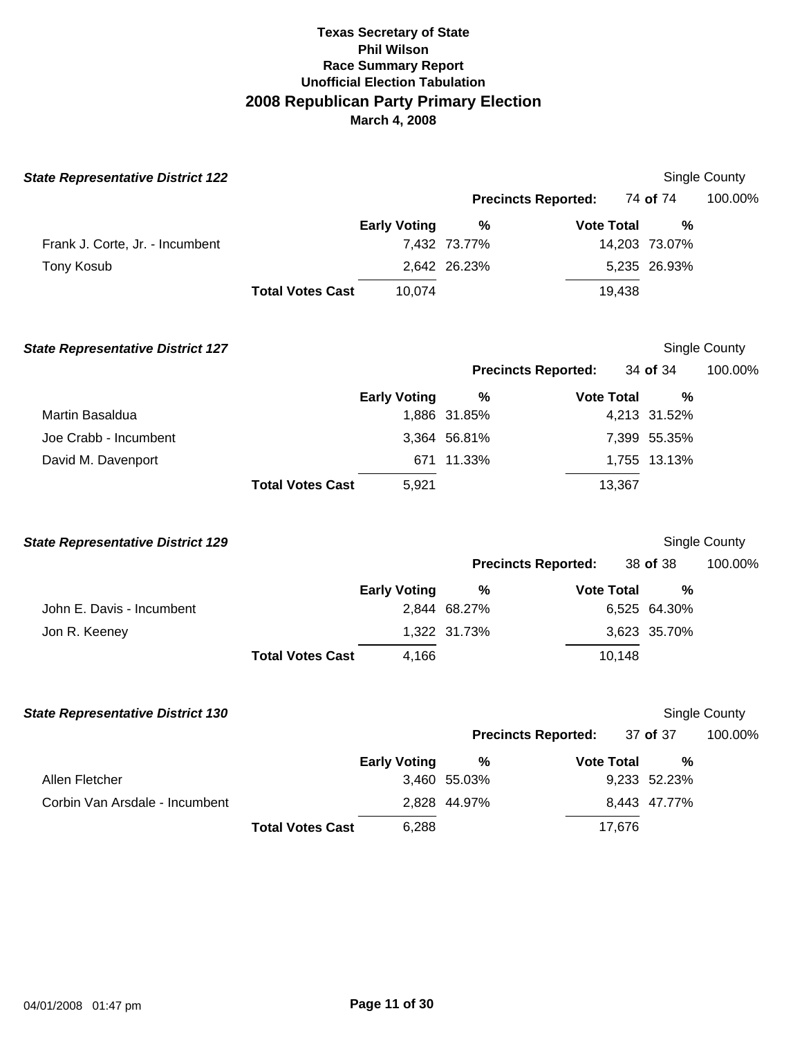**Texas Secretary of State**
**Phil Wilson**
**Race Summary Report**
**Unofficial Election Tabulation**

# 2008 Republican Party Primary Election

**March 4, 2008**

### *State Representative District 122*

Single County

**Precincts Reported:** 74 **of** 74 100.00%

| | Early Voting | % | Vote Total | % |
|---|---|---|---|---|
| Frank J. Corte, Jr. - Incumbent | 7,432 | 73.77% | 14,203 | 73.07% |
| Tony Kosub | 2,642 | 26.23% | 5,235 | 26.93% |
| **Total Votes Cast** | 10,074 | | 19,438 | |

### *State Representative District 127*

Single County

**Precincts Reported:** 34 **of** 34 100.00%

| | Early Voting | % | Vote Total | % |
|---|---|---|---|---|
| Martin Basaldua | 1,886 | 31.85% | 4,213 | 31.52% |
| Joe Crabb - Incumbent | 3,364 | 56.81% | 7,399 | 55.35% |
| David M. Davenport | 671 | 11.33% | 1,755 | 13.13% |
| **Total Votes Cast** | 5,921 | | 13,367 | |

### *State Representative District 129*

Single County

**Precincts Reported:** 38 **of** 38 100.00%

| | Early Voting | % | Vote Total | % |
|---|---|---|---|---|
| John E. Davis - Incumbent | 2,844 | 68.27% | 6,525 | 64.30% |
| Jon R. Keeney | 1,322 | 31.73% | 3,623 | 35.70% |
| **Total Votes Cast** | 4,166 | | 10,148 | |

### *State Representative District 130*

Single County

**Precincts Reported:** 37 **of** 37 100.00%

| | Early Voting | % | Vote Total | % |
|---|---|---|---|---|
| Allen Fletcher | 3,460 | 55.03% | 9,233 | 52.23% |
| Corbin Van Arsdale - Incumbent | 2,828 | 44.97% | 8,443 | 47.77% |
| **Total Votes Cast** | 6,288 | | 17,676 | |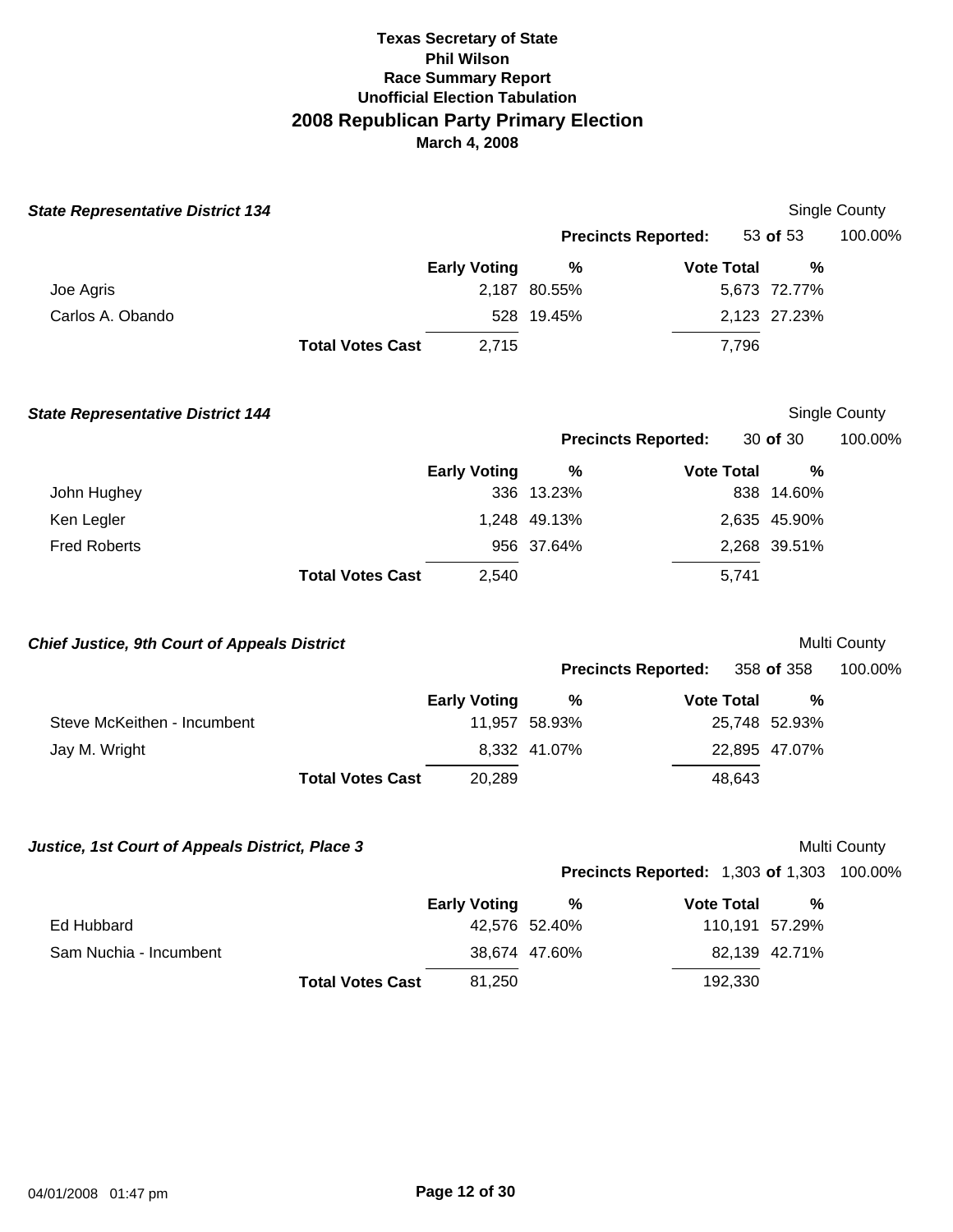**Texas Secretary of State**
**Phil Wilson**
**Race Summary Report**
**Unofficial Election Tabulation**

## 2008 Republican Party Primary Election

**March 4, 2008**

### *State Representative District 134*

Single County

**Precincts Reported:** 53 **of** 53 — 100.00%

| | Early Voting | % | Vote Total | % |
|---|---|---|---|---|
| Joe Agris | 2,187 | 80.55% | 5,673 | 72.77% |
| Carlos A. Obando | 528 | 19.45% | 2,123 | 27.23% |
| **Total Votes Cast** | 2,715 | | 7,796 | |

### *State Representative District 144*

Single County

**Precincts Reported:** 30 **of** 30 — 100.00%

| | Early Voting | % | Vote Total | % |
|---|---|---|---|---|
| John Hughey | 336 | 13.23% | 838 | 14.60% |
| Ken Legler | 1,248 | 49.13% | 2,635 | 45.90% |
| Fred Roberts | 956 | 37.64% | 2,268 | 39.51% |
| **Total Votes Cast** | 2,540 | | 5,741 | |

### *Chief Justice, 9th Court of Appeals District*

Multi County

**Precincts Reported:** 358 **of** 358 — 100.00%

| | Early Voting | % | Vote Total | % |
|---|---|---|---|---|
| Steve McKeithen - Incumbent | 11,957 | 58.93% | 25,748 | 52.93% |
| Jay M. Wright | 8,332 | 41.07% | 22,895 | 47.07% |
| **Total Votes Cast** | 20,289 | | 48,643 | |

### *Justice, 1st Court of Appeals District, Place 3*

Multi County

**Precincts Reported:** 1,303 **of** 1,303 — 100.00%

| | Early Voting | % | Vote Total | % |
|---|---|---|---|---|
| Ed Hubbard | 42,576 | 52.40% | 110,191 | 57.29% |
| Sam Nuchia - Incumbent | 38,674 | 47.60% | 82,139 | 42.71% |
| **Total Votes Cast** | 81,250 | | 192,330 | |

04/01/2008 01:47 pm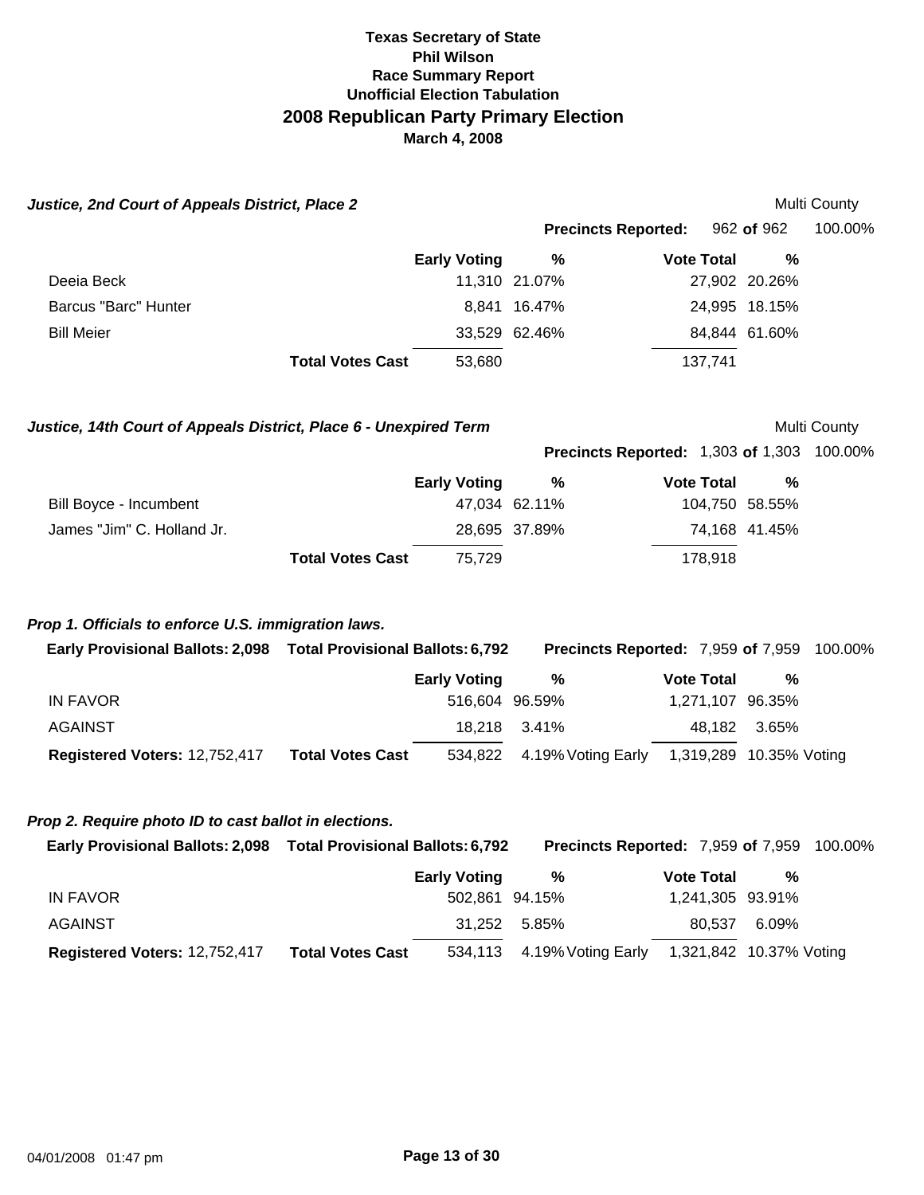**Texas Secretary of State**
**Phil Wilson**
**Race Summary Report**
**Unofficial Election Tabulation**

# 2008 Republican Party Primary Election

**March 4, 2008**

### *Justice, 2nd Court of Appeals District, Place 2*

Multi County

**Precincts Reported:** 962 **of** 962 100.00%

| | | Early Voting | % | Vote Total | % |
|---|---|---|---|---|---|
| Deeia Beck | | 11,310 | 21.07% | 27,902 | 20.26% |
| Barcus "Barc" Hunter | | 8,841 | 16.47% | 24,995 | 18.15% |
| Bill Meier | | 33,529 | 62.46% | 84,844 | 61.60% |
| | **Total Votes Cast** | 53,680 | | 137,741 | |

### *Justice, 14th Court of Appeals District, Place 6 - Unexpired Term*

Multi County

**Precincts Reported:** 1,303 **of** 1,303 100.00%

| | | Early Voting | % | Vote Total | % |
|---|---|---|---|---|---|
| Bill Boyce - Incumbent | | 47,034 | 62.11% | 104,750 | 58.55% |
| James "Jim" C. Holland Jr. | | 28,695 | 37.89% | 74,168 | 41.45% |
| | **Total Votes Cast** | 75,729 | | 178,918 | |

### *Prop 1. Officials to enforce U.S. immigration laws.*

**Early Provisional Ballots:** 2,098 **Total Provisional Ballots:** 6,792 **Precincts Reported:** 7,959 **of** 7,959 100.00%

| | | Early Voting | % | Vote Total | % |
|---|---|---|---|---|---|
| IN FAVOR | | 516,604 | 96.59% | 1,271,107 | 96.35% |
| AGAINST | | 18,218 | 3.41% | 48,182 | 3.65% |
| **Registered Voters:** 12,752,417 | **Total Votes Cast** | 534,822 | 4.19% Voting Early | 1,319,289 | 10.35% Voting |

### *Prop 2. Require photo ID to cast ballot in elections.*

**Early Provisional Ballots:** 2,098 **Total Provisional Ballots:** 6,792 **Precincts Reported:** 7,959 **of** 7,959 100.00%

| | | Early Voting | % | Vote Total | % |
|---|---|---|---|---|---|
| IN FAVOR | | 502,861 | 94.15% | 1,241,305 | 93.91% |
| AGAINST | | 31,252 | 5.85% | 80,537 | 6.09% |
| **Registered Voters:** 12,752,417 | **Total Votes Cast** | 534,113 | 4.19% Voting Early | 1,321,842 | 10.37% Voting |

04/01/2008 01:47 pm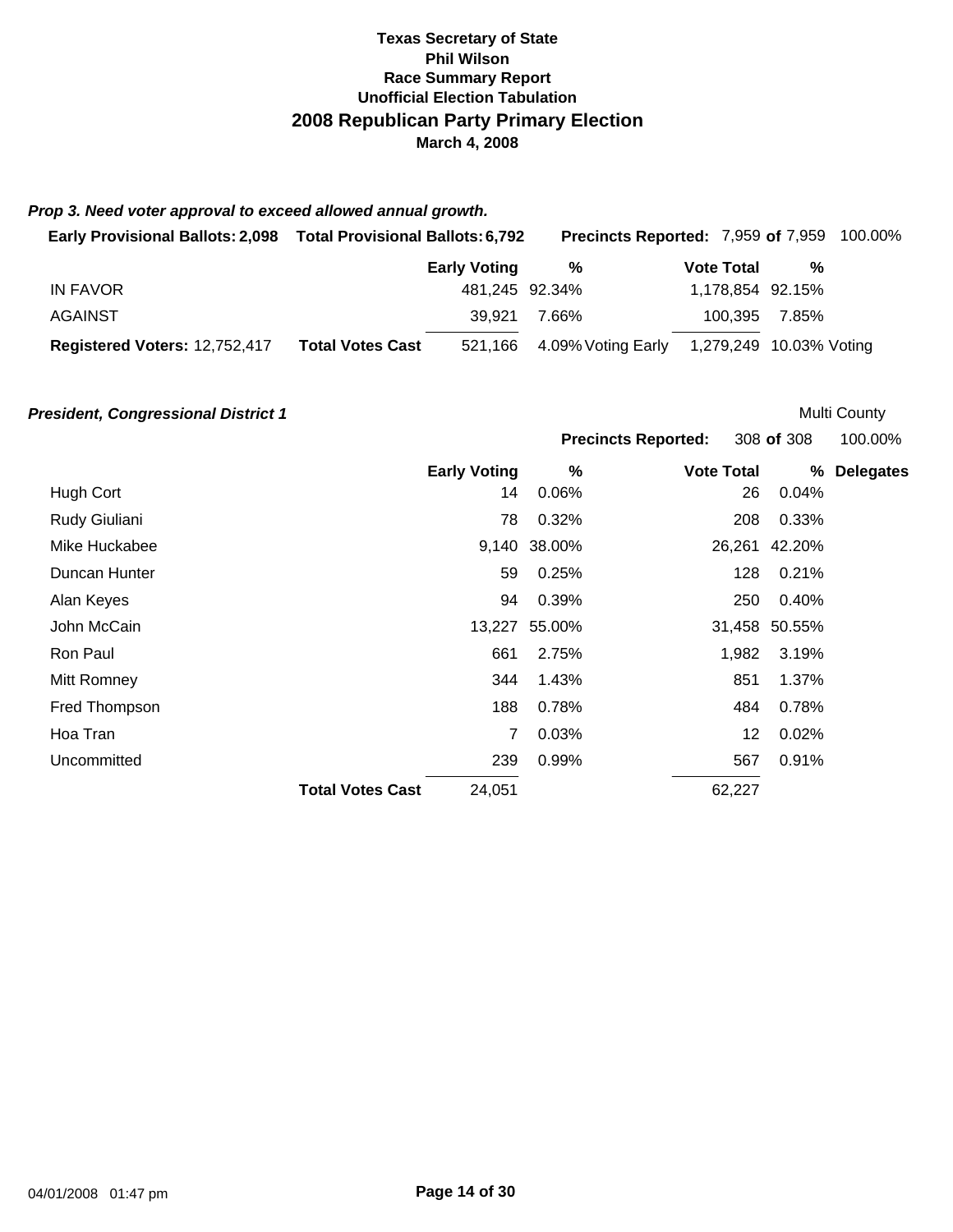**Texas Secretary of State**
**Phil Wilson**
**Race Summary Report**
**Unofficial Election Tabulation**

## 2008 Republican Party Primary Election

**March 4, 2008**

### *Prop 3. Need voter approval to exceed allowed annual growth.*

**Early Provisional Ballots:** 2,098 **Total Provisional Ballots:** 6,792 **Precincts Reported:** 7,959 **of** 7,959 100.00%

| | | Early Voting | % | | Vote Total | % |
|---|---|---|---|---|---|---|
| IN FAVOR | | 481,245 | 92.34% | | 1,178,854 | 92.15% |
| AGAINST | | 39,921 | 7.66% | | 100,395 | 7.85% |
| **Registered Voters:** 12,752,417 | **Total Votes Cast** | 521,166 | 4.09% | Voting Early | 1,279,249 | 10.03% Voting |

### *President, Congressional District 1*

Multi County

**Precincts Reported:** 308 **of** 308 100.00%

| | | Early Voting | % | Vote Total | % | Delegates |
|---|---|---|---|---|---|---|
| Hugh Cort | | 14 | 0.06% | 26 | 0.04% | |
| Rudy Giuliani | | 78 | 0.32% | 208 | 0.33% | |
| Mike Huckabee | | 9,140 | 38.00% | 26,261 | 42.20% | |
| Duncan Hunter | | 59 | 0.25% | 128 | 0.21% | |
| Alan Keyes | | 94 | 0.39% | 250 | 0.40% | |
| John McCain | | 13,227 | 55.00% | 31,458 | 50.55% | |
| Ron Paul | | 661 | 2.75% | 1,982 | 3.19% | |
| Mitt Romney | | 344 | 1.43% | 851 | 1.37% | |
| Fred Thompson | | 188 | 0.78% | 484 | 0.78% | |
| Hoa Tran | | 7 | 0.03% | 12 | 0.02% | |
| Uncommitted | | 239 | 0.99% | 567 | 0.91% | |
| | **Total Votes Cast** | 24,051 | | 62,227 | | |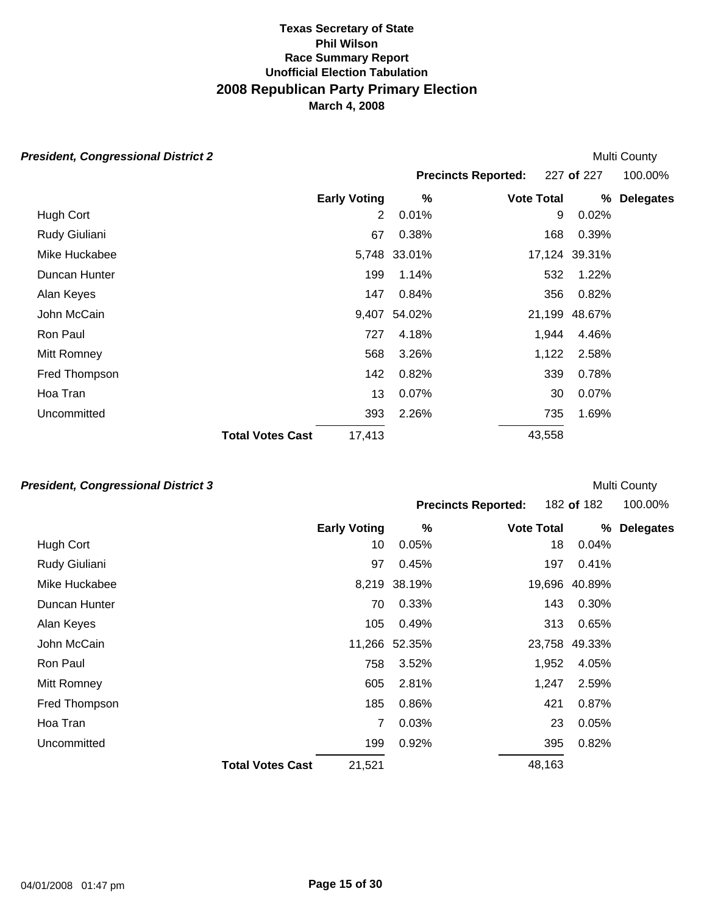**Texas Secretary of State**
**Phil Wilson**
**Race Summary Report**
**Unofficial Election Tabulation**

## 2008 Republican Party Primary Election

**March 4, 2008**

### *President, Congressional District 2*

Multi County

**Precincts Reported:** 227 **of** 227 100.00%

| | Early Voting | % | Vote Total | % | Delegates |
|---|---|---|---|---|---|
| Hugh Cort | 2 | 0.01% | 9 | 0.02% | |
| Rudy Giuliani | 67 | 0.38% | 168 | 0.39% | |
| Mike Huckabee | 5,748 | 33.01% | 17,124 | 39.31% | |
| Duncan Hunter | 199 | 1.14% | 532 | 1.22% | |
| Alan Keyes | 147 | 0.84% | 356 | 0.82% | |
| John McCain | 9,407 | 54.02% | 21,199 | 48.67% | |
| Ron Paul | 727 | 4.18% | 1,944 | 4.46% | |
| Mitt Romney | 568 | 3.26% | 1,122 | 2.58% | |
| Fred Thompson | 142 | 0.82% | 339 | 0.78% | |
| Hoa Tran | 13 | 0.07% | 30 | 0.07% | |
| Uncommitted | 393 | 2.26% | 735 | 1.69% | |
| **Total Votes Cast** | 17,413 | | 43,558 | | |

### *President, Congressional District 3*

Multi County

**Precincts Reported:** 182 **of** 182 100.00%

| | Early Voting | % | Vote Total | % | Delegates |
|---|---|---|---|---|---|
| Hugh Cort | 10 | 0.05% | 18 | 0.04% | |
| Rudy Giuliani | 97 | 0.45% | 197 | 0.41% | |
| Mike Huckabee | 8,219 | 38.19% | 19,696 | 40.89% | |
| Duncan Hunter | 70 | 0.33% | 143 | 0.30% | |
| Alan Keyes | 105 | 0.49% | 313 | 0.65% | |
| John McCain | 11,266 | 52.35% | 23,758 | 49.33% | |
| Ron Paul | 758 | 3.52% | 1,952 | 4.05% | |
| Mitt Romney | 605 | 2.81% | 1,247 | 2.59% | |
| Fred Thompson | 185 | 0.86% | 421 | 0.87% | |
| Hoa Tran | 7 | 0.03% | 23 | 0.05% | |
| Uncommitted | 199 | 0.92% | 395 | 0.82% | |
| **Total Votes Cast** | 21,521 | | 48,163 | | |

04/01/2008 01:47 pm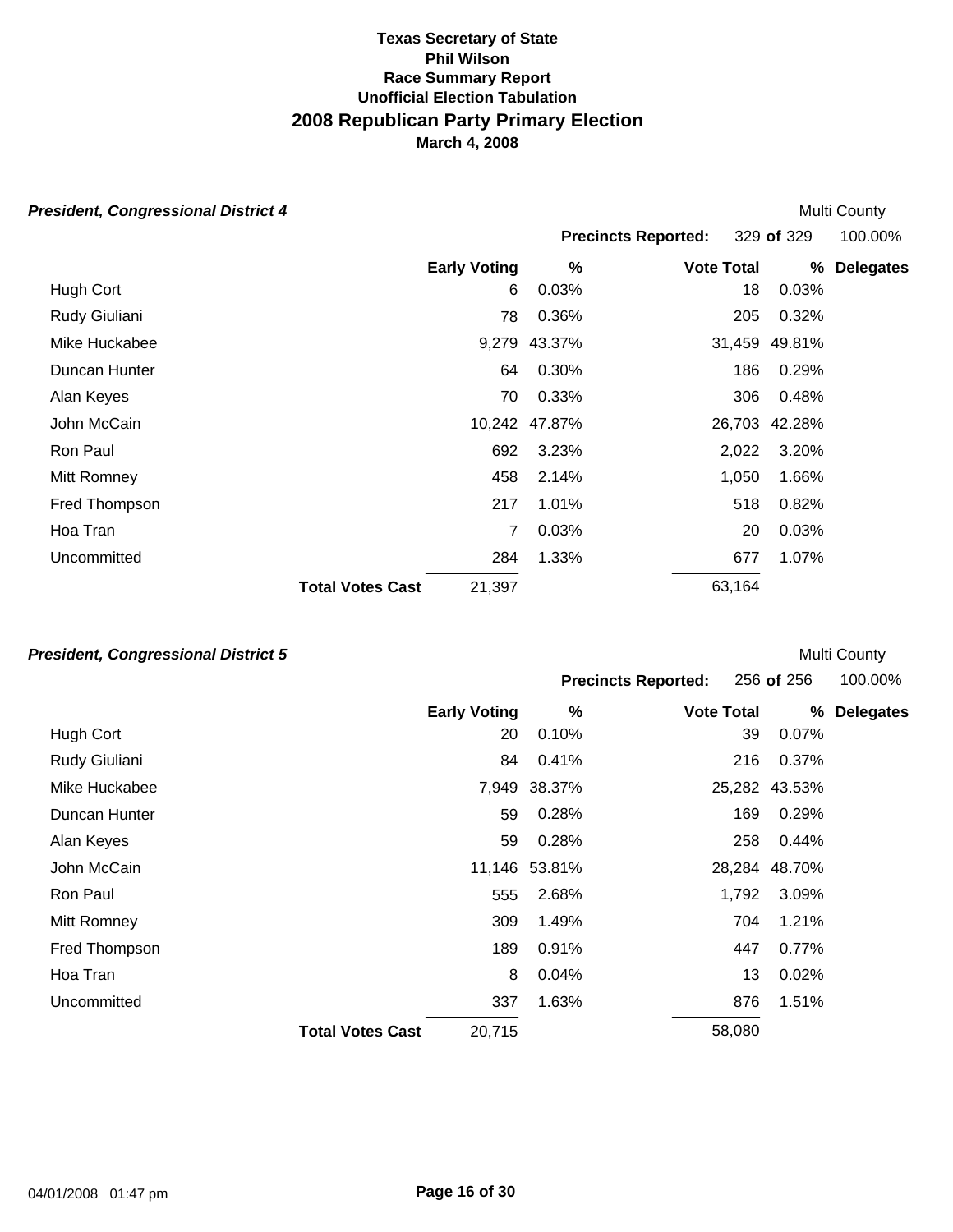**Texas Secretary of State**
**Phil Wilson**
**Race Summary Report**
**Unofficial Election Tabulation**

# 2008 Republican Party Primary Election

**March 4, 2008**

### *President, Congressional District 4*

Multi County

**Precincts Reported:** 329 **of** 329 100.00%

| | Early Voting | % | Vote Total | % | Delegates |
|---|---|---|---|---|---|
| Hugh Cort | 6 | 0.03% | 18 | 0.03% | |
| Rudy Giuliani | 78 | 0.36% | 205 | 0.32% | |
| Mike Huckabee | 9,279 | 43.37% | 31,459 | 49.81% | |
| Duncan Hunter | 64 | 0.30% | 186 | 0.29% | |
| Alan Keyes | 70 | 0.33% | 306 | 0.48% | |
| John McCain | 10,242 | 47.87% | 26,703 | 42.28% | |
| Ron Paul | 692 | 3.23% | 2,022 | 3.20% | |
| Mitt Romney | 458 | 2.14% | 1,050 | 1.66% | |
| Fred Thompson | 217 | 1.01% | 518 | 0.82% | |
| Hoa Tran | 7 | 0.03% | 20 | 0.03% | |
| Uncommitted | 284 | 1.33% | 677 | 1.07% | |
| **Total Votes Cast** | 21,397 | | 63,164 | | |

### *President, Congressional District 5*

Multi County

**Precincts Reported:** 256 **of** 256 100.00%

| | Early Voting | % | Vote Total | % | Delegates |
|---|---|---|---|---|---|
| Hugh Cort | 20 | 0.10% | 39 | 0.07% | |
| Rudy Giuliani | 84 | 0.41% | 216 | 0.37% | |
| Mike Huckabee | 7,949 | 38.37% | 25,282 | 43.53% | |
| Duncan Hunter | 59 | 0.28% | 169 | 0.29% | |
| Alan Keyes | 59 | 0.28% | 258 | 0.44% | |
| John McCain | 11,146 | 53.81% | 28,284 | 48.70% | |
| Ron Paul | 555 | 2.68% | 1,792 | 3.09% | |
| Mitt Romney | 309 | 1.49% | 704 | 1.21% | |
| Fred Thompson | 189 | 0.91% | 447 | 0.77% | |
| Hoa Tran | 8 | 0.04% | 13 | 0.02% | |
| Uncommitted | 337 | 1.63% | 876 | 1.51% | |
| **Total Votes Cast** | 20,715 | | 58,080 | | |

04/01/2008 01:47 pm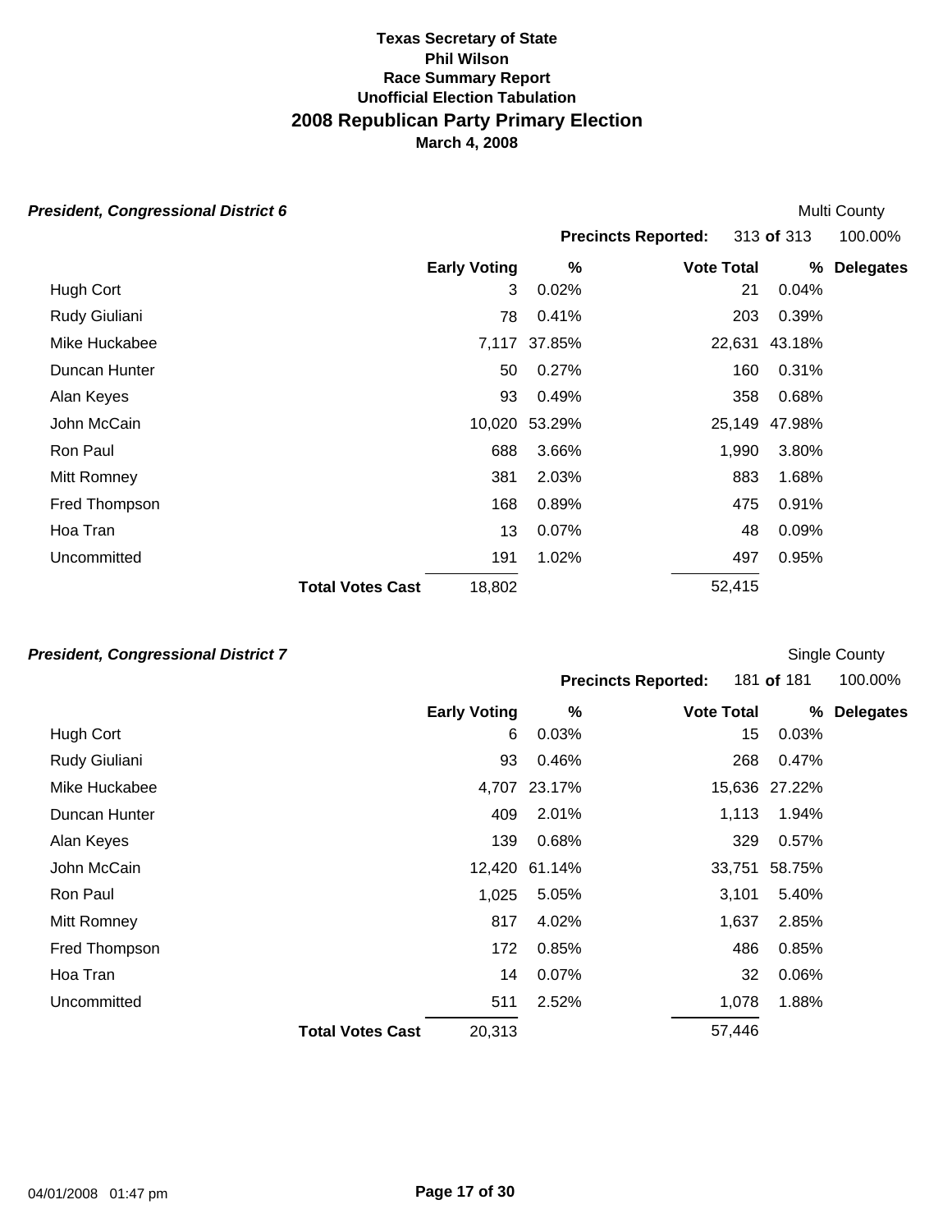**Texas Secretary of State**
**Phil Wilson**
**Race Summary Report**
**Unofficial Election Tabulation**

# 2008 Republican Party Primary Election

**March 4, 2008**

### *President, Congressional District 6*

Multi County

**Precincts Reported:** 313 **of** 313 100.00%

| | Early Voting | % | Vote Total | % | Delegates |
|---|---|---|---|---|---|
| Hugh Cort | 3 | 0.02% | 21 | 0.04% | |
| Rudy Giuliani | 78 | 0.41% | 203 | 0.39% | |
| Mike Huckabee | 7,117 | 37.85% | 22,631 | 43.18% | |
| Duncan Hunter | 50 | 0.27% | 160 | 0.31% | |
| Alan Keyes | 93 | 0.49% | 358 | 0.68% | |
| John McCain | 10,020 | 53.29% | 25,149 | 47.98% | |
| Ron Paul | 688 | 3.66% | 1,990 | 3.80% | |
| Mitt Romney | 381 | 2.03% | 883 | 1.68% | |
| Fred Thompson | 168 | 0.89% | 475 | 0.91% | |
| Hoa Tran | 13 | 0.07% | 48 | 0.09% | |
| Uncommitted | 191 | 1.02% | 497 | 0.95% | |
| **Total Votes Cast** | 18,802 | | 52,415 | | |

### *President, Congressional District 7*

Single County

**Precincts Reported:** 181 **of** 181 100.00%

| | Early Voting | % | Vote Total | % | Delegates |
|---|---|---|---|---|---|
| Hugh Cort | 6 | 0.03% | 15 | 0.03% | |
| Rudy Giuliani | 93 | 0.46% | 268 | 0.47% | |
| Mike Huckabee | 4,707 | 23.17% | 15,636 | 27.22% | |
| Duncan Hunter | 409 | 2.01% | 1,113 | 1.94% | |
| Alan Keyes | 139 | 0.68% | 329 | 0.57% | |
| John McCain | 12,420 | 61.14% | 33,751 | 58.75% | |
| Ron Paul | 1,025 | 5.05% | 3,101 | 5.40% | |
| Mitt Romney | 817 | 4.02% | 1,637 | 2.85% | |
| Fred Thompson | 172 | 0.85% | 486 | 0.85% | |
| Hoa Tran | 14 | 0.07% | 32 | 0.06% | |
| Uncommitted | 511 | 2.52% | 1,078 | 1.88% | |
| **Total Votes Cast** | 20,313 | | 57,446 | | |

04/01/2008 01:47 pm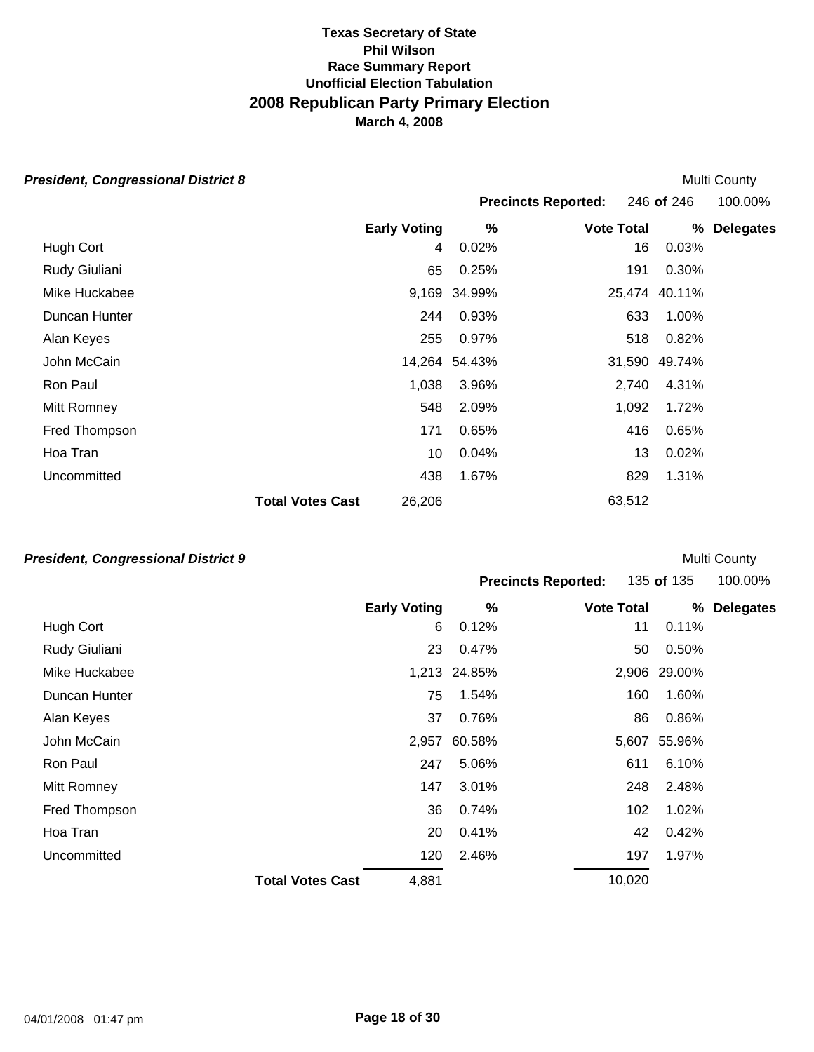**Texas Secretary of State**
**Phil Wilson**
**Race Summary Report**
**Unofficial Election Tabulation**

## 2008 Republican Party Primary Election

**March 4, 2008**

### *President, Congressional District 8*

Multi County

**Precincts Reported:** 246 **of** 246 100.00%

| | Early Voting | % | Vote Total | % | Delegates |
|---|---|---|---|---|---|
| Hugh Cort | 4 | 0.02% | 16 | 0.03% | |
| Rudy Giuliani | 65 | 0.25% | 191 | 0.30% | |
| Mike Huckabee | 9,169 | 34.99% | 25,474 | 40.11% | |
| Duncan Hunter | 244 | 0.93% | 633 | 1.00% | |
| Alan Keyes | 255 | 0.97% | 518 | 0.82% | |
| John McCain | 14,264 | 54.43% | 31,590 | 49.74% | |
| Ron Paul | 1,038 | 3.96% | 2,740 | 4.31% | |
| Mitt Romney | 548 | 2.09% | 1,092 | 1.72% | |
| Fred Thompson | 171 | 0.65% | 416 | 0.65% | |
| Hoa Tran | 10 | 0.04% | 13 | 0.02% | |
| Uncommitted | 438 | 1.67% | 829 | 1.31% | |
| **Total Votes Cast** | 26,206 | | 63,512 | | |

### *President, Congressional District 9*

Multi County

**Precincts Reported:** 135 **of** 135 100.00%

| | Early Voting | % | Vote Total | % | Delegates |
|---|---|---|---|---|---|
| Hugh Cort | 6 | 0.12% | 11 | 0.11% | |
| Rudy Giuliani | 23 | 0.47% | 50 | 0.50% | |
| Mike Huckabee | 1,213 | 24.85% | 2,906 | 29.00% | |
| Duncan Hunter | 75 | 1.54% | 160 | 1.60% | |
| Alan Keyes | 37 | 0.76% | 86 | 0.86% | |
| John McCain | 2,957 | 60.58% | 5,607 | 55.96% | |
| Ron Paul | 247 | 5.06% | 611 | 6.10% | |
| Mitt Romney | 147 | 3.01% | 248 | 2.48% | |
| Fred Thompson | 36 | 0.74% | 102 | 1.02% | |
| Hoa Tran | 20 | 0.41% | 42 | 0.42% | |
| Uncommitted | 120 | 2.46% | 197 | 1.97% | |
| **Total Votes Cast** | 4,881 | | 10,020 | | |

04/01/2008 01:47 pm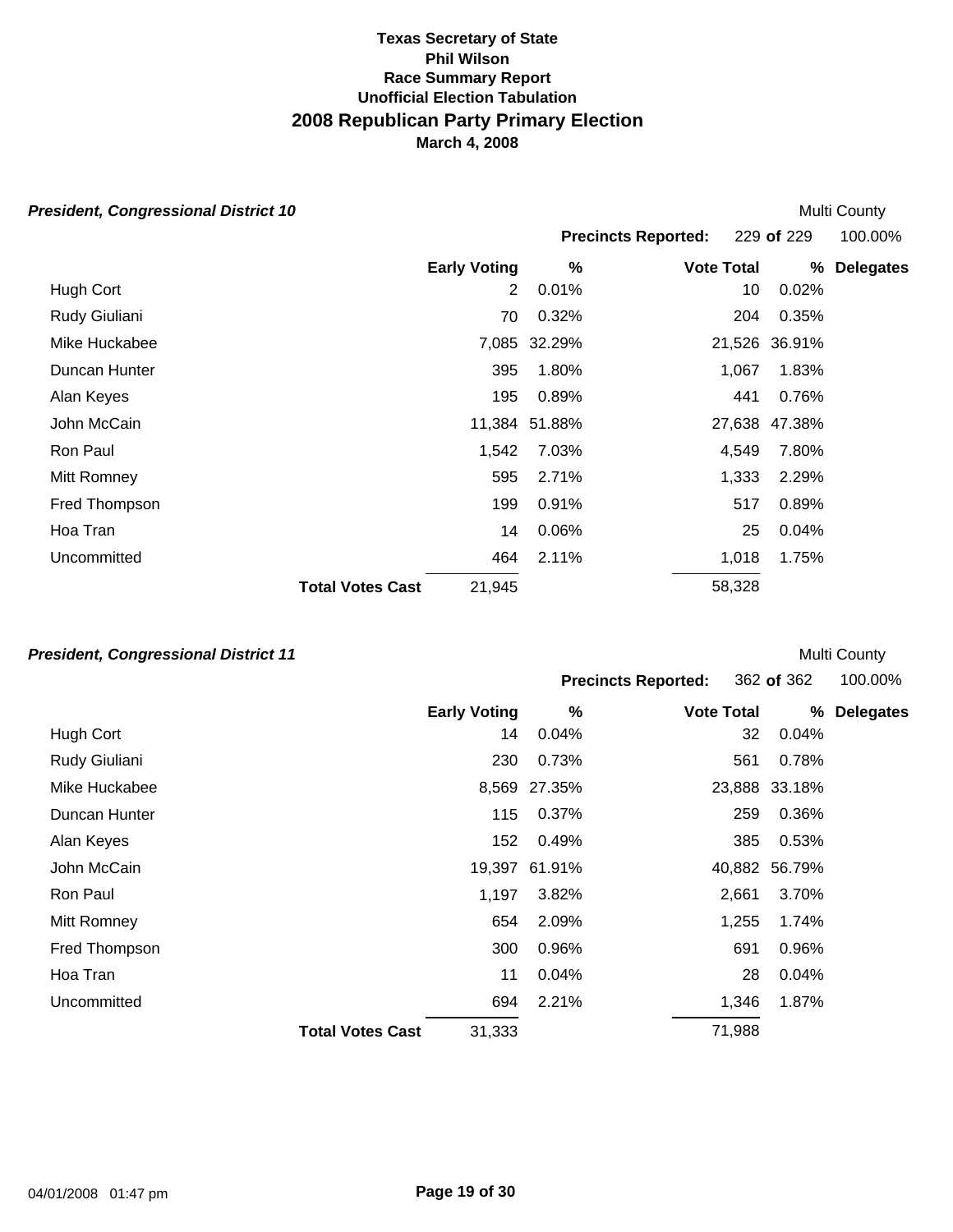**Texas Secretary of State**
**Phil Wilson**
**Race Summary Report**
**Unofficial Election Tabulation**

# 2008 Republican Party Primary Election

**March 4, 2008**

### *President, Congressional District 10*

Multi County

**Precincts Reported:** 229 **of** 229 100.00%

| | Early Voting | % | Vote Total | % | Delegates |
|---|---|---|---|---|---|
| Hugh Cort | 2 | 0.01% | 10 | 0.02% | |
| Rudy Giuliani | 70 | 0.32% | 204 | 0.35% | |
| Mike Huckabee | 7,085 | 32.29% | 21,526 | 36.91% | |
| Duncan Hunter | 395 | 1.80% | 1,067 | 1.83% | |
| Alan Keyes | 195 | 0.89% | 441 | 0.76% | |
| John McCain | 11,384 | 51.88% | 27,638 | 47.38% | |
| Ron Paul | 1,542 | 7.03% | 4,549 | 7.80% | |
| Mitt Romney | 595 | 2.71% | 1,333 | 2.29% | |
| Fred Thompson | 199 | 0.91% | 517 | 0.89% | |
| Hoa Tran | 14 | 0.06% | 25 | 0.04% | |
| Uncommitted | 464 | 2.11% | 1,018 | 1.75% | |
| **Total Votes Cast** | 21,945 | | 58,328 | | |

### *President, Congressional District 11*

Multi County

**Precincts Reported:** 362 **of** 362 100.00%

| | Early Voting | % | Vote Total | % | Delegates |
|---|---|---|---|---|---|
| Hugh Cort | 14 | 0.04% | 32 | 0.04% | |
| Rudy Giuliani | 230 | 0.73% | 561 | 0.78% | |
| Mike Huckabee | 8,569 | 27.35% | 23,888 | 33.18% | |
| Duncan Hunter | 115 | 0.37% | 259 | 0.36% | |
| Alan Keyes | 152 | 0.49% | 385 | 0.53% | |
| John McCain | 19,397 | 61.91% | 40,882 | 56.79% | |
| Ron Paul | 1,197 | 3.82% | 2,661 | 3.70% | |
| Mitt Romney | 654 | 2.09% | 1,255 | 1.74% | |
| Fred Thompson | 300 | 0.96% | 691 | 0.96% | |
| Hoa Tran | 11 | 0.04% | 28 | 0.04% | |
| Uncommitted | 694 | 2.21% | 1,346 | 1.87% | |
| **Total Votes Cast** | 31,333 | | 71,988 | | |

04/01/2008 01:47 pm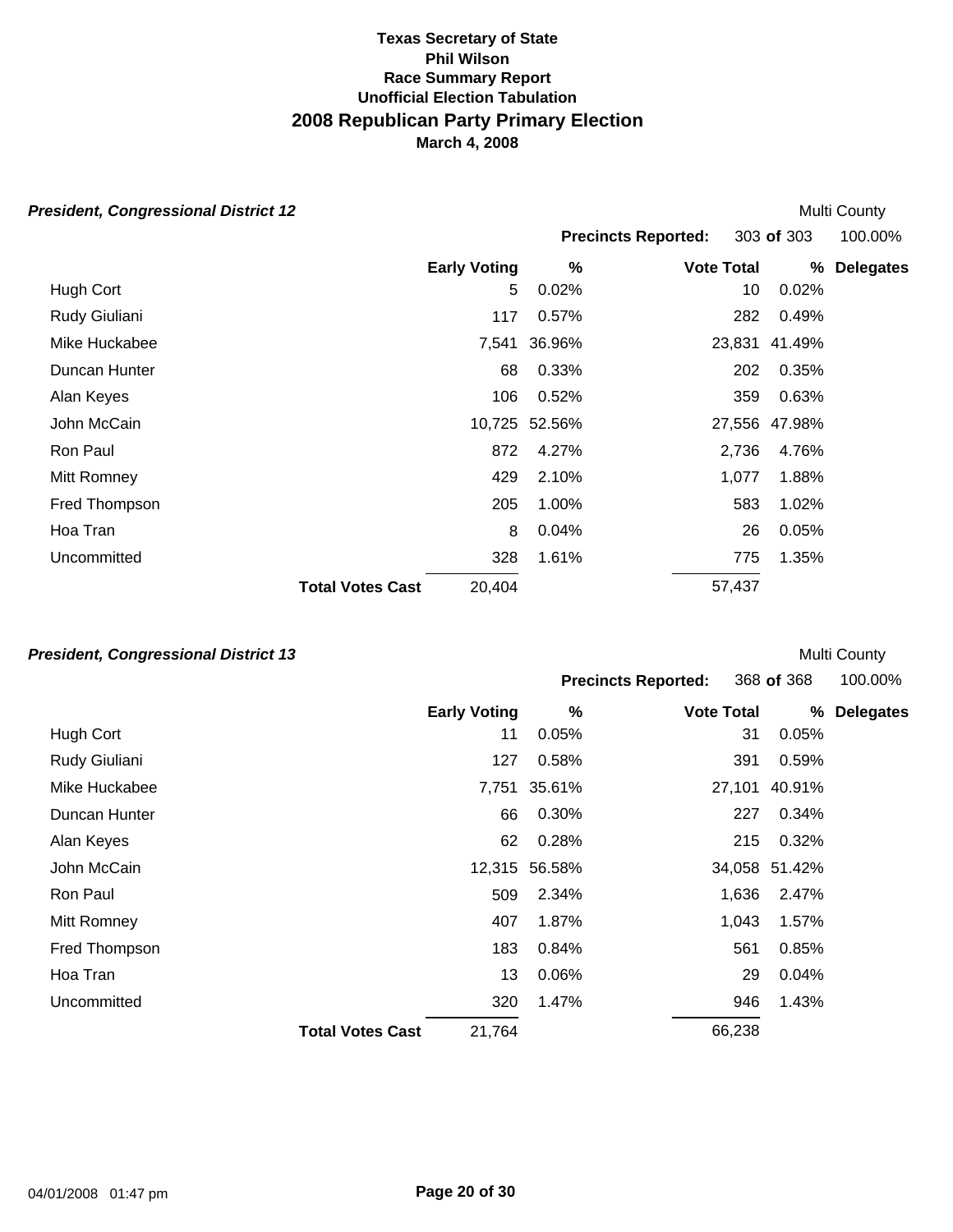# Texas Secretary of State
## Phil Wilson
### Race Summary Report
### Unofficial Election Tabulation
## 2008 Republican Party Primary Election
### March 4, 2008

***President, Congressional District 12*** — Multi County

**Precincts Reported:** 303 **of** 303 — 100.00%

| | Early Voting | % | Vote Total | % | Delegates |
|---|---|---|---|---|---|
| Hugh Cort | 5 | 0.02% | 10 | 0.02% | |
| Rudy Giuliani | 117 | 0.57% | 282 | 0.49% | |
| Mike Huckabee | 7,541 | 36.96% | 23,831 | 41.49% | |
| Duncan Hunter | 68 | 0.33% | 202 | 0.35% | |
| Alan Keyes | 106 | 0.52% | 359 | 0.63% | |
| John McCain | 10,725 | 52.56% | 27,556 | 47.98% | |
| Ron Paul | 872 | 4.27% | 2,736 | 4.76% | |
| Mitt Romney | 429 | 2.10% | 1,077 | 1.88% | |
| Fred Thompson | 205 | 1.00% | 583 | 1.02% | |
| Hoa Tran | 8 | 0.04% | 26 | 0.05% | |
| Uncommitted | 328 | 1.61% | 775 | 1.35% | |
| **Total Votes Cast** | 20,404 | | 57,437 | | |

***President, Congressional District 13*** — Multi County

**Precincts Reported:** 368 **of** 368 — 100.00%

| | Early Voting | % | Vote Total | % | Delegates |
|---|---|---|---|---|---|
| Hugh Cort | 11 | 0.05% | 31 | 0.05% | |
| Rudy Giuliani | 127 | 0.58% | 391 | 0.59% | |
| Mike Huckabee | 7,751 | 35.61% | 27,101 | 40.91% | |
| Duncan Hunter | 66 | 0.30% | 227 | 0.34% | |
| Alan Keyes | 62 | 0.28% | 215 | 0.32% | |
| John McCain | 12,315 | 56.58% | 34,058 | 51.42% | |
| Ron Paul | 509 | 2.34% | 1,636 | 2.47% | |
| Mitt Romney | 407 | 1.87% | 1,043 | 1.57% | |
| Fred Thompson | 183 | 0.84% | 561 | 0.85% | |
| Hoa Tran | 13 | 0.06% | 29 | 0.04% | |
| Uncommitted | 320 | 1.47% | 946 | 1.43% | |
| **Total Votes Cast** | 21,764 | | 66,238 | | |

04/01/2008 01:47 pm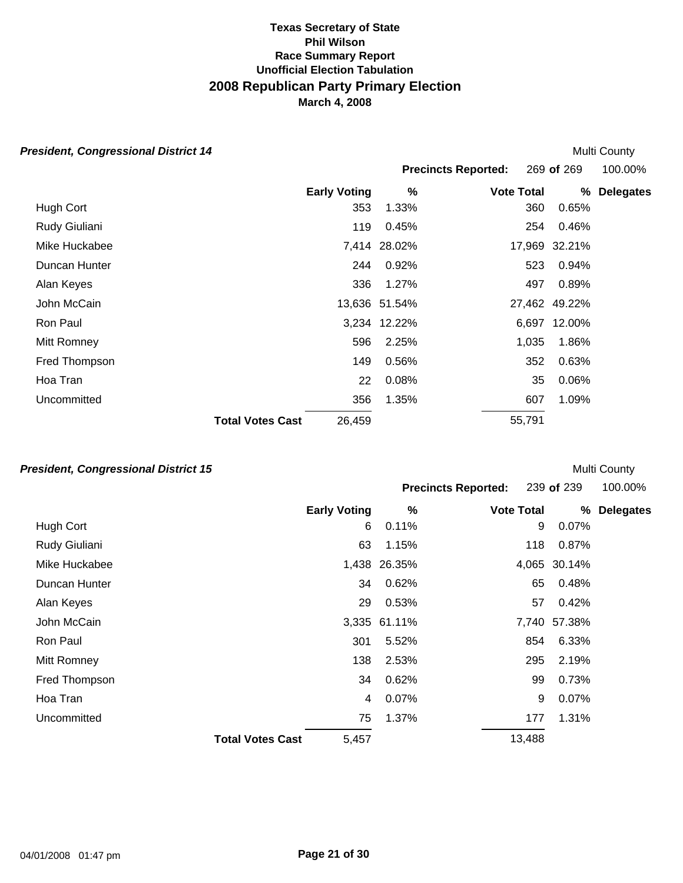# Texas Secretary of State
## Phil Wilson
### Race Summary Report
### Unofficial Election Tabulation
## 2008 Republican Party Primary Election
### March 4, 2008

***President, Congressional District 14*** — Multi County

**Precincts Reported:** 269 **of** 269 — 100.00%

| | Early Voting | % | Vote Total | % | Delegates |
|---|---|---|---|---|---|
| Hugh Cort | 353 | 1.33% | 360 | 0.65% | |
| Rudy Giuliani | 119 | 0.45% | 254 | 0.46% | |
| Mike Huckabee | 7,414 | 28.02% | 17,969 | 32.21% | |
| Duncan Hunter | 244 | 0.92% | 523 | 0.94% | |
| Alan Keyes | 336 | 1.27% | 497 | 0.89% | |
| John McCain | 13,636 | 51.54% | 27,462 | 49.22% | |
| Ron Paul | 3,234 | 12.22% | 6,697 | 12.00% | |
| Mitt Romney | 596 | 2.25% | 1,035 | 1.86% | |
| Fred Thompson | 149 | 0.56% | 352 | 0.63% | |
| Hoa Tran | 22 | 0.08% | 35 | 0.06% | |
| Uncommitted | 356 | 1.35% | 607 | 1.09% | |
| **Total Votes Cast** | 26,459 | | 55,791 | | |

***President, Congressional District 15*** — Multi County

**Precincts Reported:** 239 **of** 239 — 100.00%

| | Early Voting | % | Vote Total | % | Delegates |
|---|---|---|---|---|---|
| Hugh Cort | 6 | 0.11% | 9 | 0.07% | |
| Rudy Giuliani | 63 | 1.15% | 118 | 0.87% | |
| Mike Huckabee | 1,438 | 26.35% | 4,065 | 30.14% | |
| Duncan Hunter | 34 | 0.62% | 65 | 0.48% | |
| Alan Keyes | 29 | 0.53% | 57 | 0.42% | |
| John McCain | 3,335 | 61.11% | 7,740 | 57.38% | |
| Ron Paul | 301 | 5.52% | 854 | 6.33% | |
| Mitt Romney | 138 | 2.53% | 295 | 2.19% | |
| Fred Thompson | 34 | 0.62% | 99 | 0.73% | |
| Hoa Tran | 4 | 0.07% | 9 | 0.07% | |
| Uncommitted | 75 | 1.37% | 177 | 1.31% | |
| **Total Votes Cast** | 5,457 | | 13,488 | | |

04/01/2008 01:47 pm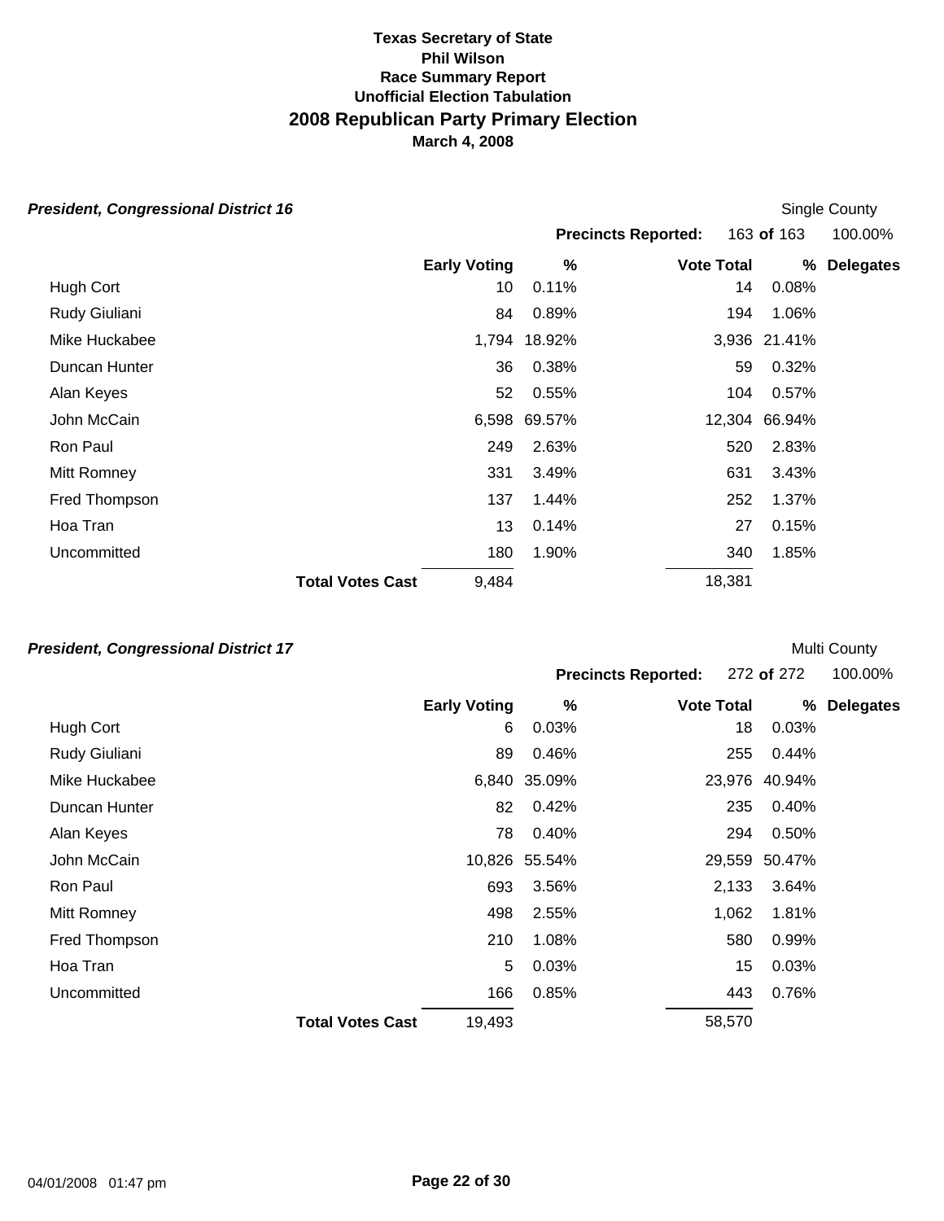**Texas Secretary of State**
**Phil Wilson**
**Race Summary Report**
**Unofficial Election Tabulation**

# 2008 Republican Party Primary Election

**March 4, 2008**

### *President, Congressional District 16*

Single County

**Precincts Reported:** 163 **of** 163 100.00%

| | Early Voting | % | Vote Total | % | Delegates |
|---|---|---|---|---|---|
| Hugh Cort | 10 | 0.11% | 14 | 0.08% | |
| Rudy Giuliani | 84 | 0.89% | 194 | 1.06% | |
| Mike Huckabee | 1,794 | 18.92% | 3,936 | 21.41% | |
| Duncan Hunter | 36 | 0.38% | 59 | 0.32% | |
| Alan Keyes | 52 | 0.55% | 104 | 0.57% | |
| John McCain | 6,598 | 69.57% | 12,304 | 66.94% | |
| Ron Paul | 249 | 2.63% | 520 | 2.83% | |
| Mitt Romney | 331 | 3.49% | 631 | 3.43% | |
| Fred Thompson | 137 | 1.44% | 252 | 1.37% | |
| Hoa Tran | 13 | 0.14% | 27 | 0.15% | |
| Uncommitted | 180 | 1.90% | 340 | 1.85% | |
| **Total Votes Cast** | 9,484 | | 18,381 | | |

### *President, Congressional District 17*

Multi County

**Precincts Reported:** 272 **of** 272 100.00%

| | Early Voting | % | Vote Total | % | Delegates |
|---|---|---|---|---|---|
| Hugh Cort | 6 | 0.03% | 18 | 0.03% | |
| Rudy Giuliani | 89 | 0.46% | 255 | 0.44% | |
| Mike Huckabee | 6,840 | 35.09% | 23,976 | 40.94% | |
| Duncan Hunter | 82 | 0.42% | 235 | 0.40% | |
| Alan Keyes | 78 | 0.40% | 294 | 0.50% | |
| John McCain | 10,826 | 55.54% | 29,559 | 50.47% | |
| Ron Paul | 693 | 3.56% | 2,133 | 3.64% | |
| Mitt Romney | 498 | 2.55% | 1,062 | 1.81% | |
| Fred Thompson | 210 | 1.08% | 580 | 0.99% | |
| Hoa Tran | 5 | 0.03% | 15 | 0.03% | |
| Uncommitted | 166 | 0.85% | 443 | 0.76% | |
| **Total Votes Cast** | 19,493 | | 58,570 | | |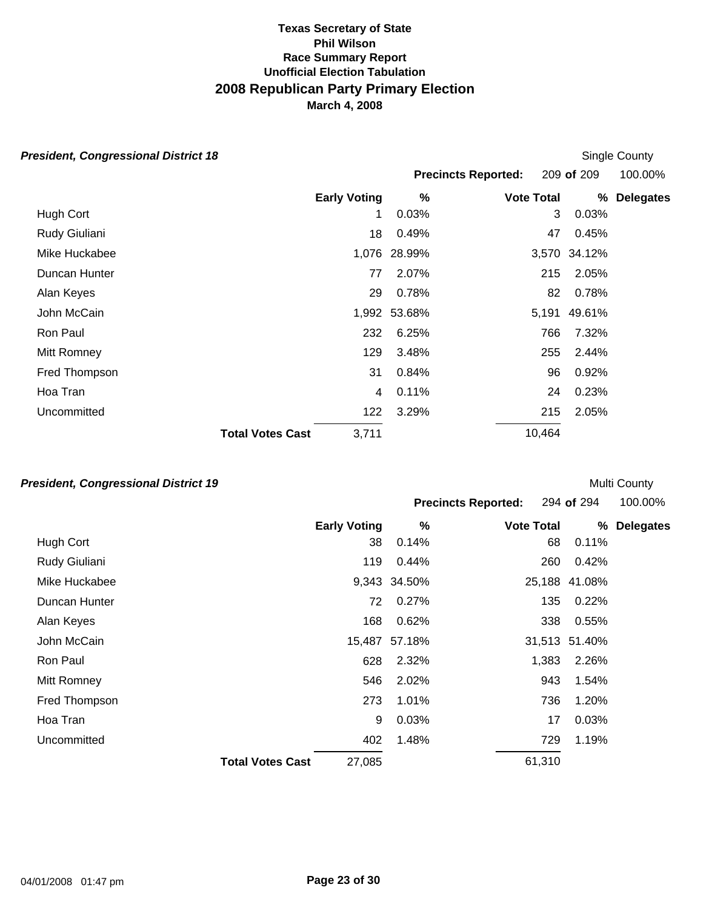**Texas Secretary of State**
**Phil Wilson**
**Race Summary Report**
**Unofficial Election Tabulation**

## 2008 Republican Party Primary Election

**March 4, 2008**

### *President, Congressional District 18*

Single County

**Precincts Reported:** 209 **of** 209 100.00%

| | Early Voting | % | Vote Total | % | Delegates |
|---|---|---|---|---|---|
| Hugh Cort | 1 | 0.03% | 3 | 0.03% | |
| Rudy Giuliani | 18 | 0.49% | 47 | 0.45% | |
| Mike Huckabee | 1,076 | 28.99% | 3,570 | 34.12% | |
| Duncan Hunter | 77 | 2.07% | 215 | 2.05% | |
| Alan Keyes | 29 | 0.78% | 82 | 0.78% | |
| John McCain | 1,992 | 53.68% | 5,191 | 49.61% | |
| Ron Paul | 232 | 6.25% | 766 | 7.32% | |
| Mitt Romney | 129 | 3.48% | 255 | 2.44% | |
| Fred Thompson | 31 | 0.84% | 96 | 0.92% | |
| Hoa Tran | 4 | 0.11% | 24 | 0.23% | |
| Uncommitted | 122 | 3.29% | 215 | 2.05% | |
| **Total Votes Cast** | 3,711 | | 10,464 | | |

### *President, Congressional District 19*

Multi County

**Precincts Reported:** 294 **of** 294 100.00%

| | Early Voting | % | Vote Total | % | Delegates |
|---|---|---|---|---|---|
| Hugh Cort | 38 | 0.14% | 68 | 0.11% | |
| Rudy Giuliani | 119 | 0.44% | 260 | 0.42% | |
| Mike Huckabee | 9,343 | 34.50% | 25,188 | 41.08% | |
| Duncan Hunter | 72 | 0.27% | 135 | 0.22% | |
| Alan Keyes | 168 | 0.62% | 338 | 0.55% | |
| John McCain | 15,487 | 57.18% | 31,513 | 51.40% | |
| Ron Paul | 628 | 2.32% | 1,383 | 2.26% | |
| Mitt Romney | 546 | 2.02% | 943 | 1.54% | |
| Fred Thompson | 273 | 1.01% | 736 | 1.20% | |
| Hoa Tran | 9 | 0.03% | 17 | 0.03% | |
| Uncommitted | 402 | 1.48% | 729 | 1.19% | |
| **Total Votes Cast** | 27,085 | | 61,310 | | |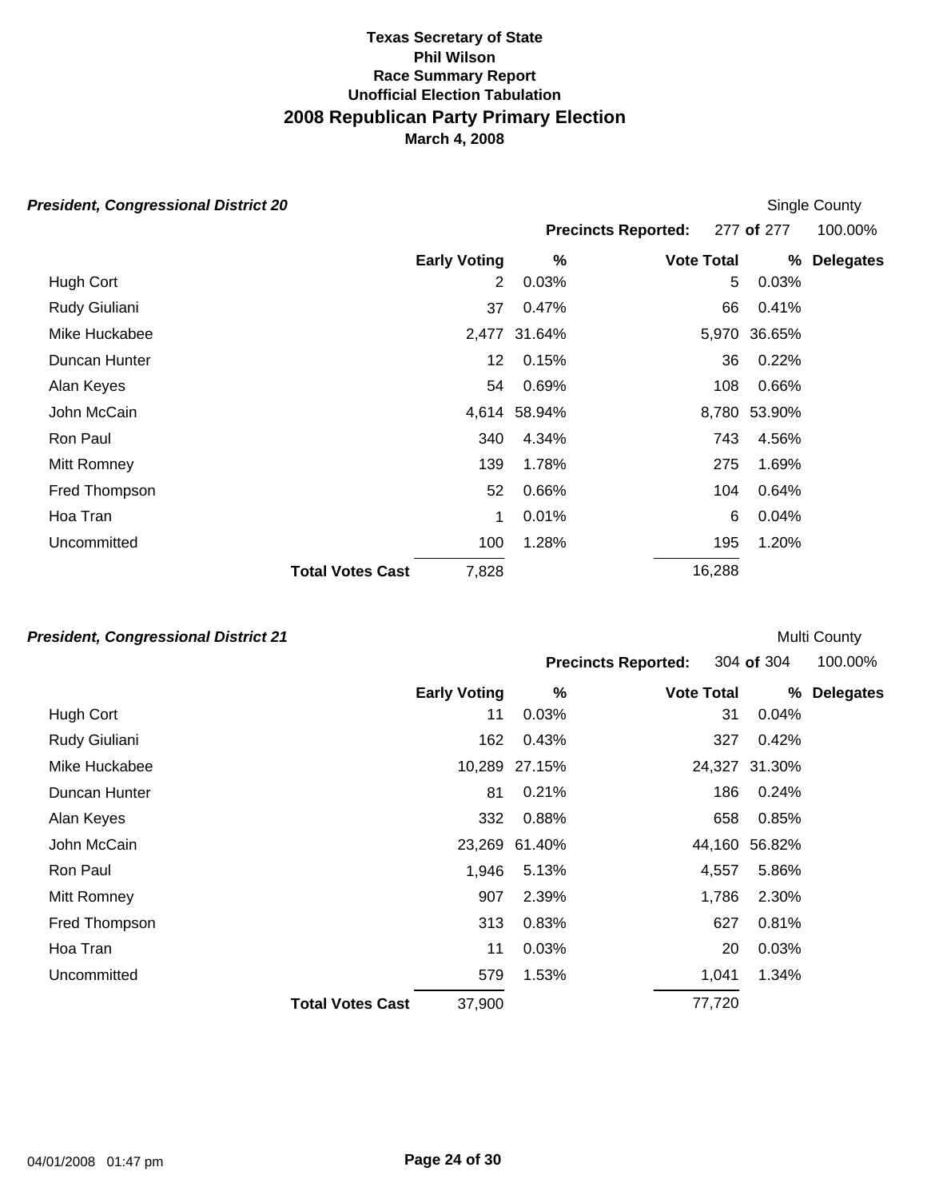# Texas Secretary of State
## Phil Wilson
### Race Summary Report
### Unofficial Election Tabulation
## 2008 Republican Party Primary Election
### March 4, 2008

***President, Congressional District 20***

Single County

**Precincts Reported:** 277 **of** 277 100.00%

| | **Early Voting** | **%** | **Vote Total** | **%** | **Delegates** |
|---|---|---|---|---|---|
| Hugh Cort | 2 | 0.03% | 5 | 0.03% | |
| Rudy Giuliani | 37 | 0.47% | 66 | 0.41% | |
| Mike Huckabee | 2,477 | 31.64% | 5,970 | 36.65% | |
| Duncan Hunter | 12 | 0.15% | 36 | 0.22% | |
| Alan Keyes | 54 | 0.69% | 108 | 0.66% | |
| John McCain | 4,614 | 58.94% | 8,780 | 53.90% | |
| Ron Paul | 340 | 4.34% | 743 | 4.56% | |
| Mitt Romney | 139 | 1.78% | 275 | 1.69% | |
| Fred Thompson | 52 | 0.66% | 104 | 0.64% | |
| Hoa Tran | 1 | 0.01% | 6 | 0.04% | |
| Uncommitted | 100 | 1.28% | 195 | 1.20% | |
| **Total Votes Cast** | 7,828 | | 16,288 | | |

***President, Congressional District 21***

Multi County

**Precincts Reported:** 304 **of** 304 100.00%

| | **Early Voting** | **%** | **Vote Total** | **%** | **Delegates** |
|---|---|---|---|---|---|
| Hugh Cort | 11 | 0.03% | 31 | 0.04% | |
| Rudy Giuliani | 162 | 0.43% | 327 | 0.42% | |
| Mike Huckabee | 10,289 | 27.15% | 24,327 | 31.30% | |
| Duncan Hunter | 81 | 0.21% | 186 | 0.24% | |
| Alan Keyes | 332 | 0.88% | 658 | 0.85% | |
| John McCain | 23,269 | 61.40% | 44,160 | 56.82% | |
| Ron Paul | 1,946 | 5.13% | 4,557 | 5.86% | |
| Mitt Romney | 907 | 2.39% | 1,786 | 2.30% | |
| Fred Thompson | 313 | 0.83% | 627 | 0.81% | |
| Hoa Tran | 11 | 0.03% | 20 | 0.03% | |
| Uncommitted | 579 | 1.53% | 1,041 | 1.34% | |
| **Total Votes Cast** | 37,900 | | 77,720 | | |

04/01/2008 01:47 pm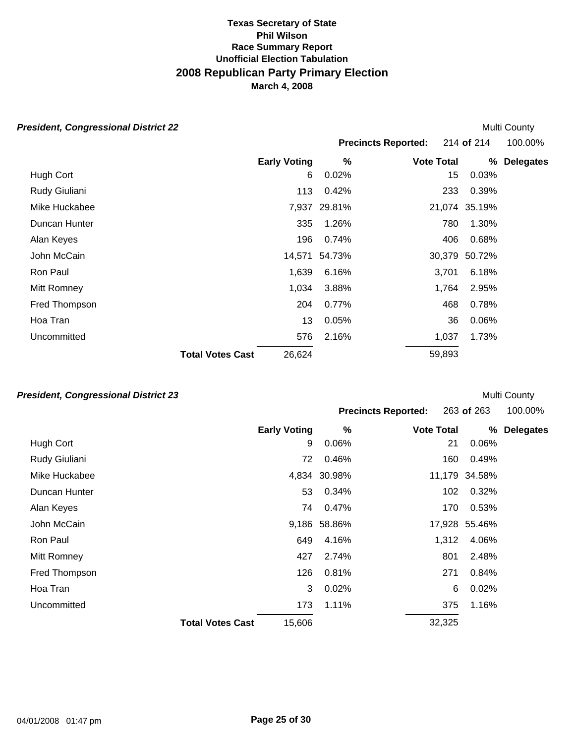**Texas Secretary of State**
**Phil Wilson**
**Race Summary Report**
**Unofficial Election Tabulation**

# 2008 Republican Party Primary Election

**March 4, 2008**

### *President, Congressional District 22*

Multi County

**Precincts Reported:** 214 **of** 214 100.00%

| | Early Voting | % | Vote Total | % | Delegates |
|---|---|---|---|---|---|
| Hugh Cort | 6 | 0.02% | 15 | 0.03% | |
| Rudy Giuliani | 113 | 0.42% | 233 | 0.39% | |
| Mike Huckabee | 7,937 | 29.81% | 21,074 | 35.19% | |
| Duncan Hunter | 335 | 1.26% | 780 | 1.30% | |
| Alan Keyes | 196 | 0.74% | 406 | 0.68% | |
| John McCain | 14,571 | 54.73% | 30,379 | 50.72% | |
| Ron Paul | 1,639 | 6.16% | 3,701 | 6.18% | |
| Mitt Romney | 1,034 | 3.88% | 1,764 | 2.95% | |
| Fred Thompson | 204 | 0.77% | 468 | 0.78% | |
| Hoa Tran | 13 | 0.05% | 36 | 0.06% | |
| Uncommitted | 576 | 2.16% | 1,037 | 1.73% | |
| **Total Votes Cast** | 26,624 | | 59,893 | | |

### *President, Congressional District 23*

Multi County

**Precincts Reported:** 263 **of** 263 100.00%

| | Early Voting | % | Vote Total | % | Delegates |
|---|---|---|---|---|---|
| Hugh Cort | 9 | 0.06% | 21 | 0.06% | |
| Rudy Giuliani | 72 | 0.46% | 160 | 0.49% | |
| Mike Huckabee | 4,834 | 30.98% | 11,179 | 34.58% | |
| Duncan Hunter | 53 | 0.34% | 102 | 0.32% | |
| Alan Keyes | 74 | 0.47% | 170 | 0.53% | |
| John McCain | 9,186 | 58.86% | 17,928 | 55.46% | |
| Ron Paul | 649 | 4.16% | 1,312 | 4.06% | |
| Mitt Romney | 427 | 2.74% | 801 | 2.48% | |
| Fred Thompson | 126 | 0.81% | 271 | 0.84% | |
| Hoa Tran | 3 | 0.02% | 6 | 0.02% | |
| Uncommitted | 173 | 1.11% | 375 | 1.16% | |
| **Total Votes Cast** | 15,606 | | 32,325 | | |

04/01/2008 01:47 pm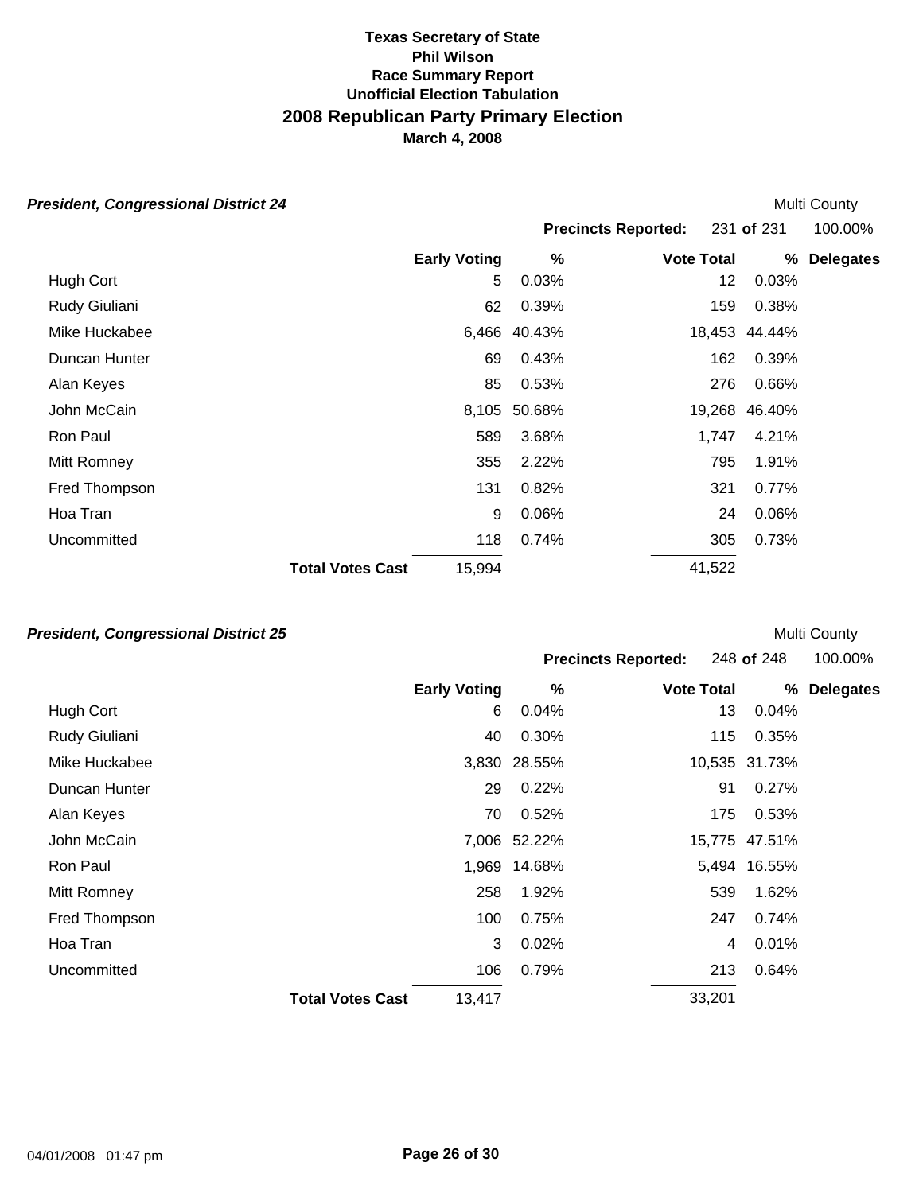# Texas Secretary of State
## Phil Wilson
### Race Summary Report
### Unofficial Election Tabulation
## 2008 Republican Party Primary Election
### March 4, 2008

***President, Congressional District 24*** — Multi County

**Precincts Reported:** 231 **of** 231 — 100.00%

| | Early Voting | % | Vote Total | % | Delegates |
|---|---|---|---|---|---|
| Hugh Cort | 5 | 0.03% | 12 | 0.03% | |
| Rudy Giuliani | 62 | 0.39% | 159 | 0.38% | |
| Mike Huckabee | 6,466 | 40.43% | 18,453 | 44.44% | |
| Duncan Hunter | 69 | 0.43% | 162 | 0.39% | |
| Alan Keyes | 85 | 0.53% | 276 | 0.66% | |
| John McCain | 8,105 | 50.68% | 19,268 | 46.40% | |
| Ron Paul | 589 | 3.68% | 1,747 | 4.21% | |
| Mitt Romney | 355 | 2.22% | 795 | 1.91% | |
| Fred Thompson | 131 | 0.82% | 321 | 0.77% | |
| Hoa Tran | 9 | 0.06% | 24 | 0.06% | |
| Uncommitted | 118 | 0.74% | 305 | 0.73% | |
| **Total Votes Cast** | 15,994 | | 41,522 | | |

***President, Congressional District 25*** — Multi County

**Precincts Reported:** 248 **of** 248 — 100.00%

| | Early Voting | % | Vote Total | % | Delegates |
|---|---|---|---|---|---|
| Hugh Cort | 6 | 0.04% | 13 | 0.04% | |
| Rudy Giuliani | 40 | 0.30% | 115 | 0.35% | |
| Mike Huckabee | 3,830 | 28.55% | 10,535 | 31.73% | |
| Duncan Hunter | 29 | 0.22% | 91 | 0.27% | |
| Alan Keyes | 70 | 0.52% | 175 | 0.53% | |
| John McCain | 7,006 | 52.22% | 15,775 | 47.51% | |
| Ron Paul | 1,969 | 14.68% | 5,494 | 16.55% | |
| Mitt Romney | 258 | 1.92% | 539 | 1.62% | |
| Fred Thompson | 100 | 0.75% | 247 | 0.74% | |
| Hoa Tran | 3 | 0.02% | 4 | 0.01% | |
| Uncommitted | 106 | 0.79% | 213 | 0.64% | |
| **Total Votes Cast** | 13,417 | | 33,201 | | |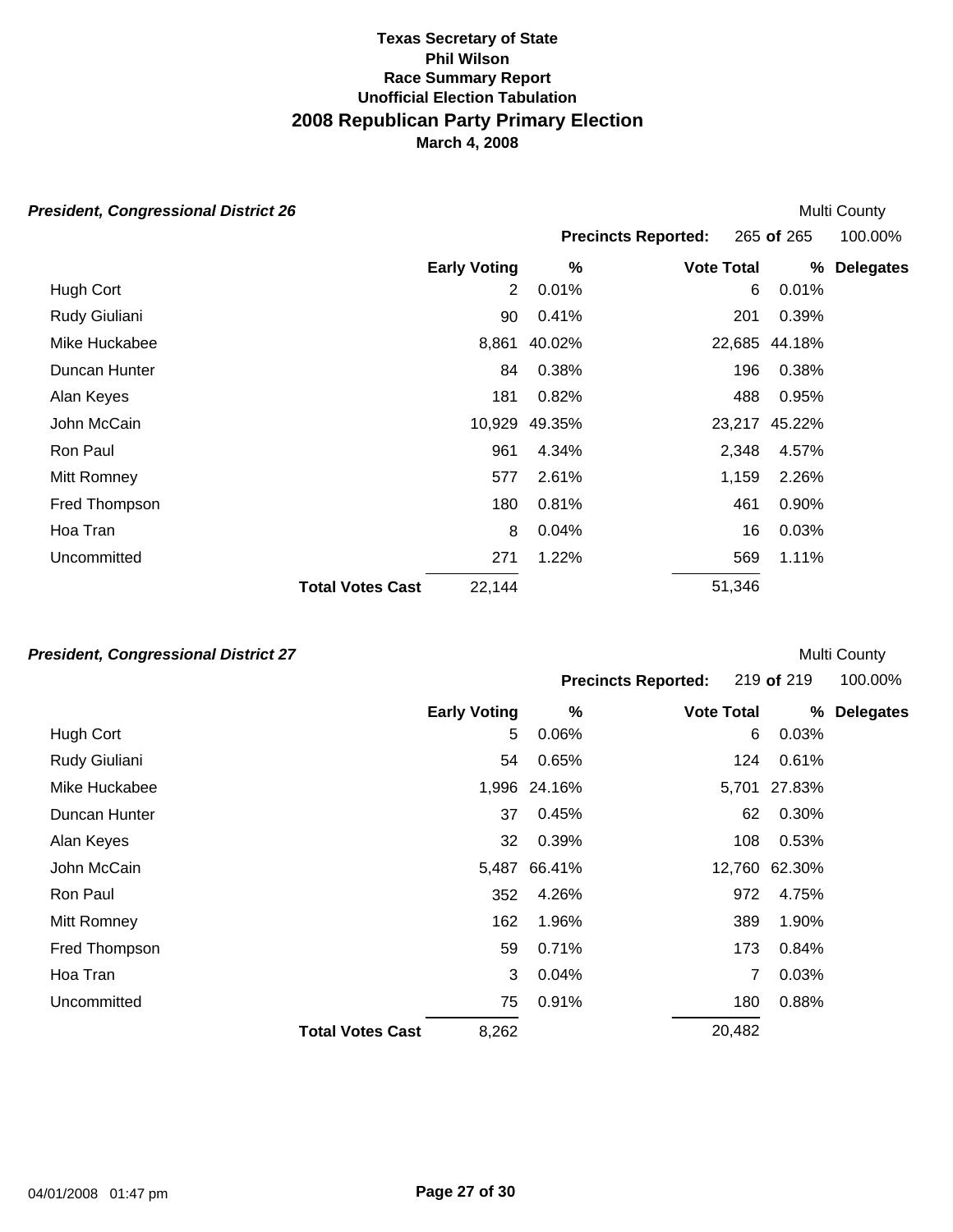# Texas Secretary of State
## Phil Wilson
### Race Summary Report
### Unofficial Election Tabulation
## 2008 Republican Party Primary Election
### March 4, 2008

***President, Congressional District 26*** — Multi County

Precincts Reported: 265 of 265 — 100.00%

| | Early Voting | % | Vote Total | % | Delegates |
|---|---|---|---|---|---|
| Hugh Cort | 2 | 0.01% | 6 | 0.01% | |
| Rudy Giuliani | 90 | 0.41% | 201 | 0.39% | |
| Mike Huckabee | 8,861 | 40.02% | 22,685 | 44.18% | |
| Duncan Hunter | 84 | 0.38% | 196 | 0.38% | |
| Alan Keyes | 181 | 0.82% | 488 | 0.95% | |
| John McCain | 10,929 | 49.35% | 23,217 | 45.22% | |
| Ron Paul | 961 | 4.34% | 2,348 | 4.57% | |
| Mitt Romney | 577 | 2.61% | 1,159 | 2.26% | |
| Fred Thompson | 180 | 0.81% | 461 | 0.90% | |
| Hoa Tran | 8 | 0.04% | 16 | 0.03% | |
| Uncommitted | 271 | 1.22% | 569 | 1.11% | |
| **Total Votes Cast** | 22,144 | | 51,346 | | |

***President, Congressional District 27*** — Multi County

Precincts Reported: 219 of 219 — 100.00%

| | Early Voting | % | Vote Total | % | Delegates |
|---|---|---|---|---|---|
| Hugh Cort | 5 | 0.06% | 6 | 0.03% | |
| Rudy Giuliani | 54 | 0.65% | 124 | 0.61% | |
| Mike Huckabee | 1,996 | 24.16% | 5,701 | 27.83% | |
| Duncan Hunter | 37 | 0.45% | 62 | 0.30% | |
| Alan Keyes | 32 | 0.39% | 108 | 0.53% | |
| John McCain | 5,487 | 66.41% | 12,760 | 62.30% | |
| Ron Paul | 352 | 4.26% | 972 | 4.75% | |
| Mitt Romney | 162 | 1.96% | 389 | 1.90% | |
| Fred Thompson | 59 | 0.71% | 173 | 0.84% | |
| Hoa Tran | 3 | 0.04% | 7 | 0.03% | |
| Uncommitted | 75 | 0.91% | 180 | 0.88% | |
| **Total Votes Cast** | 8,262 | | 20,482 | | |

04/01/2008 01:47 pm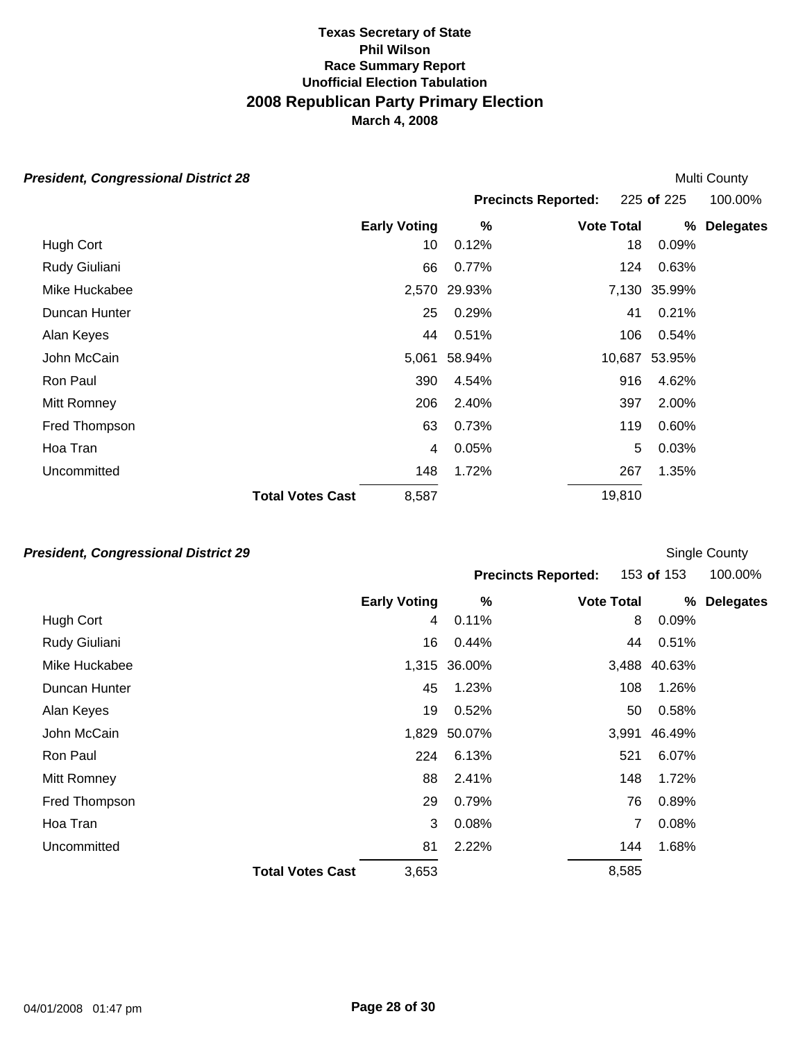**Texas Secretary of State**
**Phil Wilson**
**Race Summary Report**
**Unofficial Election Tabulation**

# 2008 Republican Party Primary Election

**March 4, 2008**

### *President, Congressional District 28*

Multi County

**Precincts Reported:** 225 **of** 225 100.00%

| | Early Voting | % | Vote Total | % | Delegates |
|---|---|---|---|---|---|
| Hugh Cort | 10 | 0.12% | 18 | 0.09% | |
| Rudy Giuliani | 66 | 0.77% | 124 | 0.63% | |
| Mike Huckabee | 2,570 | 29.93% | 7,130 | 35.99% | |
| Duncan Hunter | 25 | 0.29% | 41 | 0.21% | |
| Alan Keyes | 44 | 0.51% | 106 | 0.54% | |
| John McCain | 5,061 | 58.94% | 10,687 | 53.95% | |
| Ron Paul | 390 | 4.54% | 916 | 4.62% | |
| Mitt Romney | 206 | 2.40% | 397 | 2.00% | |
| Fred Thompson | 63 | 0.73% | 119 | 0.60% | |
| Hoa Tran | 4 | 0.05% | 5 | 0.03% | |
| Uncommitted | 148 | 1.72% | 267 | 1.35% | |
| **Total Votes Cast** | 8,587 | | 19,810 | | |

### *President, Congressional District 29*

Single County

**Precincts Reported:** 153 **of** 153 100.00%

| | Early Voting | % | Vote Total | % | Delegates |
|---|---|---|---|---|---|
| Hugh Cort | 4 | 0.11% | 8 | 0.09% | |
| Rudy Giuliani | 16 | 0.44% | 44 | 0.51% | |
| Mike Huckabee | 1,315 | 36.00% | 3,488 | 40.63% | |
| Duncan Hunter | 45 | 1.23% | 108 | 1.26% | |
| Alan Keyes | 19 | 0.52% | 50 | 0.58% | |
| John McCain | 1,829 | 50.07% | 3,991 | 46.49% | |
| Ron Paul | 224 | 6.13% | 521 | 6.07% | |
| Mitt Romney | 88 | 2.41% | 148 | 1.72% | |
| Fred Thompson | 29 | 0.79% | 76 | 0.89% | |
| Hoa Tran | 3 | 0.08% | 7 | 0.08% | |
| Uncommitted | 81 | 2.22% | 144 | 1.68% | |
| **Total Votes Cast** | 3,653 | | 8,585 | | |

04/01/2008 01:47 pm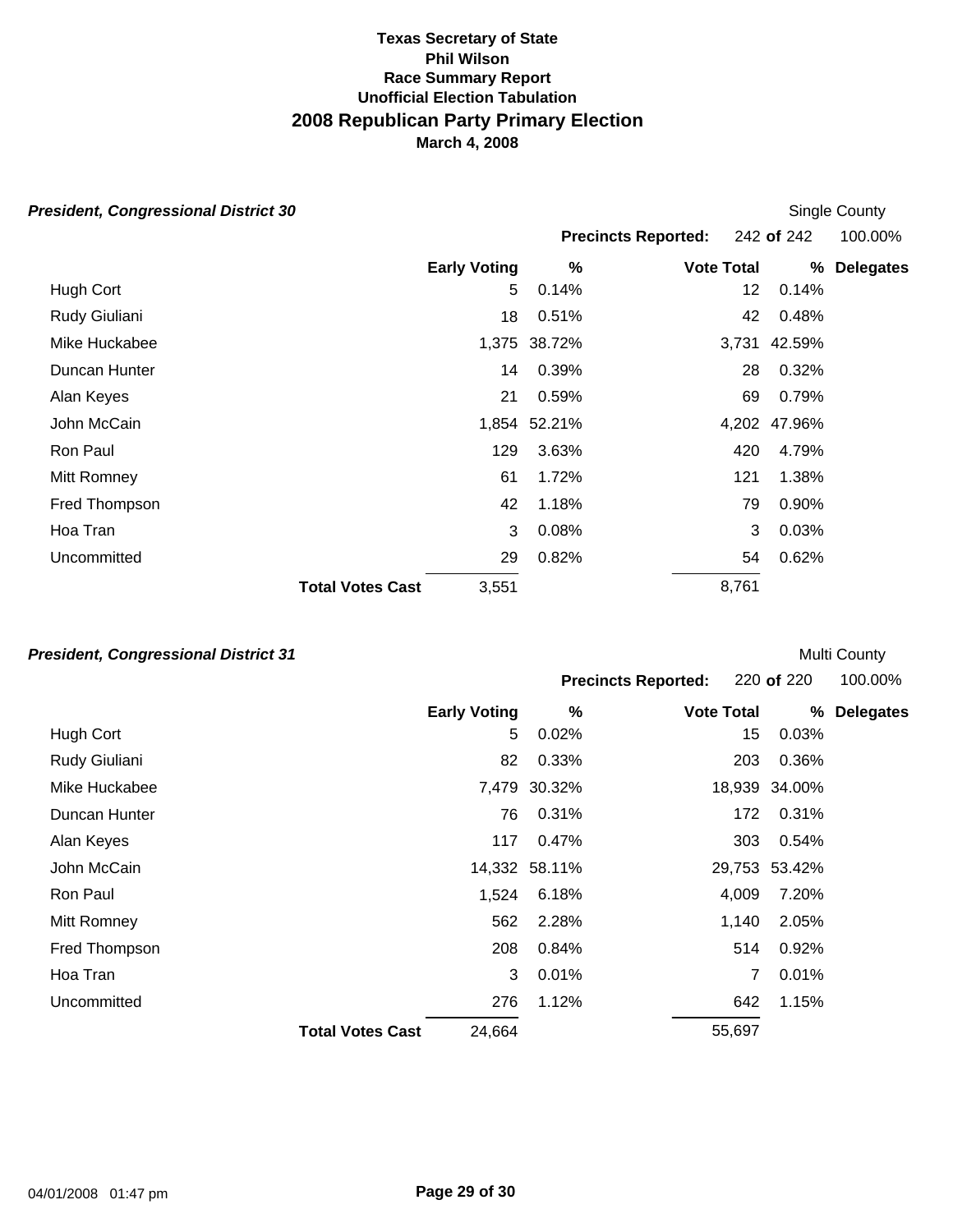**Texas Secretary of State**
**Phil Wilson**
**Race Summary Report**
**Unofficial Election Tabulation**

# 2008 Republican Party Primary Election

**March 4, 2008**

### *President, Congressional District 30*

Single County

**Precincts Reported:** 242 **of** 242 100.00%

| | Early Voting | % | Vote Total | % | Delegates |
|---|---|---|---|---|---|
| Hugh Cort | 5 | 0.14% | 12 | 0.14% | |
| Rudy Giuliani | 18 | 0.51% | 42 | 0.48% | |
| Mike Huckabee | 1,375 | 38.72% | 3,731 | 42.59% | |
| Duncan Hunter | 14 | 0.39% | 28 | 0.32% | |
| Alan Keyes | 21 | 0.59% | 69 | 0.79% | |
| John McCain | 1,854 | 52.21% | 4,202 | 47.96% | |
| Ron Paul | 129 | 3.63% | 420 | 4.79% | |
| Mitt Romney | 61 | 1.72% | 121 | 1.38% | |
| Fred Thompson | 42 | 1.18% | 79 | 0.90% | |
| Hoa Tran | 3 | 0.08% | 3 | 0.03% | |
| Uncommitted | 29 | 0.82% | 54 | 0.62% | |
| **Total Votes Cast** | 3,551 | | 8,761 | | |

### *President, Congressional District 31*

Multi County

**Precincts Reported:** 220 **of** 220 100.00%

| | Early Voting | % | Vote Total | % | Delegates |
|---|---|---|---|---|---|
| Hugh Cort | 5 | 0.02% | 15 | 0.03% | |
| Rudy Giuliani | 82 | 0.33% | 203 | 0.36% | |
| Mike Huckabee | 7,479 | 30.32% | 18,939 | 34.00% | |
| Duncan Hunter | 76 | 0.31% | 172 | 0.31% | |
| Alan Keyes | 117 | 0.47% | 303 | 0.54% | |
| John McCain | 14,332 | 58.11% | 29,753 | 53.42% | |
| Ron Paul | 1,524 | 6.18% | 4,009 | 7.20% | |
| Mitt Romney | 562 | 2.28% | 1,140 | 2.05% | |
| Fred Thompson | 208 | 0.84% | 514 | 0.92% | |
| Hoa Tran | 3 | 0.01% | 7 | 0.01% | |
| Uncommitted | 276 | 1.12% | 642 | 1.15% | |
| **Total Votes Cast** | 24,664 | | 55,697 | | |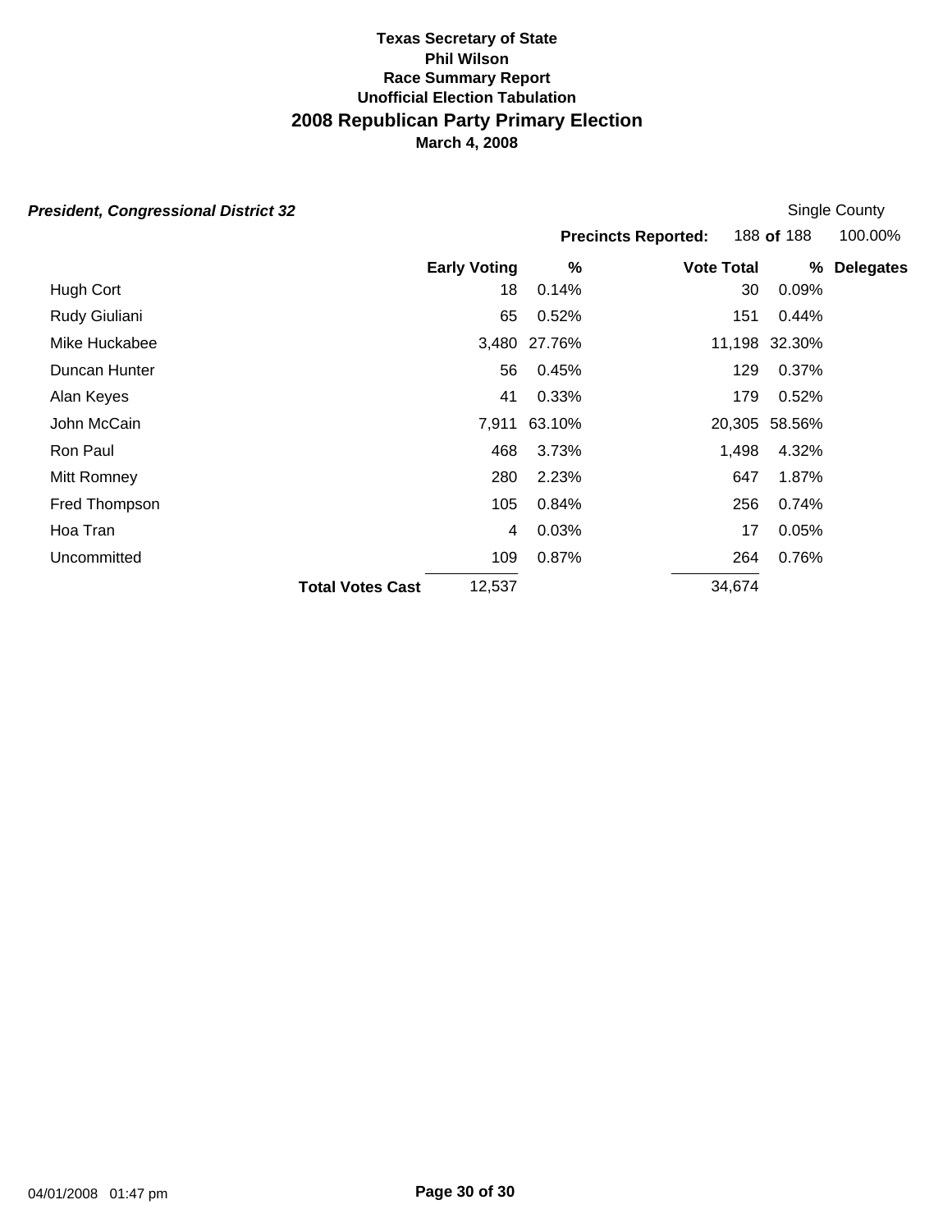**Texas Secretary of State**
**Phil Wilson**
**Race Summary Report**
**Unofficial Election Tabulation**

# 2008 Republican Party Primary Election

**March 4, 2008**

***President, Congressional District 32***

Single County

**Precincts Reported:** 188 **of** 188 100.00%

| | Early Voting | % | Vote Total | % | Delegates |
|---|---|---|---|---|---|
| Hugh Cort | 18 | 0.14% | 30 | 0.09% | |
| Rudy Giuliani | 65 | 0.52% | 151 | 0.44% | |
| Mike Huckabee | 3,480 | 27.76% | 11,198 | 32.30% | |
| Duncan Hunter | 56 | 0.45% | 129 | 0.37% | |
| Alan Keyes | 41 | 0.33% | 179 | 0.52% | |
| John McCain | 7,911 | 63.10% | 20,305 | 58.56% | |
| Ron Paul | 468 | 3.73% | 1,498 | 4.32% | |
| Mitt Romney | 280 | 2.23% | 647 | 1.87% | |
| Fred Thompson | 105 | 0.84% | 256 | 0.74% | |
| Hoa Tran | 4 | 0.03% | 17 | 0.05% | |
| Uncommitted | 109 | 0.87% | 264 | 0.76% | |
| **Total Votes Cast** | 12,537 | | 34,674 | | |

04/01/2008 01:47 pm